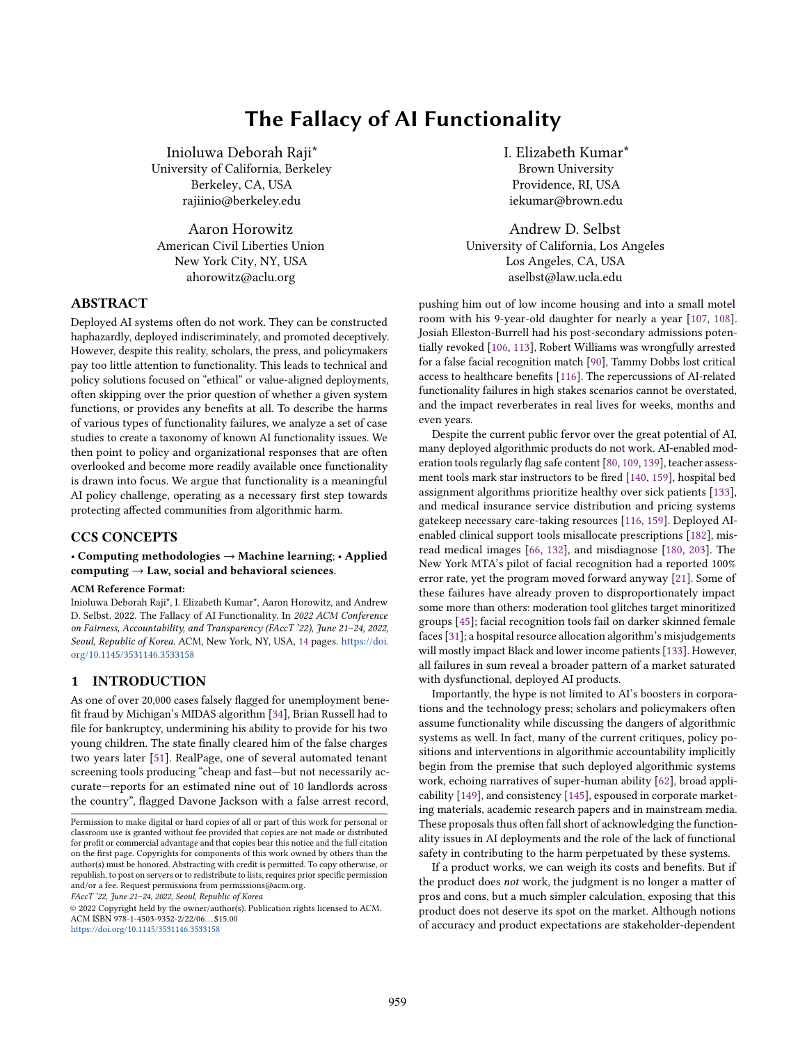# The Fallacy of AI Functionality

Inioluwa Deborah Raji*
University of California, Berkeley
Berkeley, CA, USA
rajiinio@berkeley.edu

I. Elizabeth Kumar*
Brown University
Providence, RI, USA
iekumar@brown.edu

Aaron Horowitz
American Civil Liberties Union
New York City, NY, USA
ahorowitz@aclu.org

Andrew D. Selbst
University of California, Los Angeles
Los Angeles, CA, USA
aselbst@law.ucla.edu

## ABSTRACT

Deployed AI systems often do not work. They can be constructed haphazardly, deployed indiscriminately, and promoted deceptively. However, despite this reality, scholars, the press, and policymakers pay too little attention to functionality. This leads to technical and policy solutions focused on "ethical" or value-aligned deployments, often skipping over the prior question of whether a given system functions, or provides any benefits at all. To describe the harms of various types of functionality failures, we analyze a set of case studies to create a taxonomy of known AI functionality issues. We then point to policy and organizational responses that are often overlooked and become more readily available once functionality is drawn into focus. We argue that functionality is a meaningful AI policy challenge, operating as a necessary first step towards protecting affected communities from algorithmic harm.

## CCS CONCEPTS

**• Computing methodologies → Machine learning**; **• Applied computing → Law, social and behavioral sciences**.

**ACM Reference Format:**
Inioluwa Deborah Raji*, I. Elizabeth Kumar*, Aaron Horowitz, and Andrew D. Selbst. 2022. The Fallacy of AI Functionality. In *2022 ACM Conference on Fairness, Accountability, and Transparency (FAccT '22), June 21–24, 2022, Seoul, Republic of Korea*. ACM, New York, NY, USA, 14 pages. https://doi.org/10.1145/3531146.3533158

## 1 INTRODUCTION

As one of over 20,000 cases falsely flagged for unemployment benefit fraud by Michigan's MIDAS algorithm [34], Brian Russell had to file for bankruptcy, undermining his ability to provide for his two young children. The state finally cleared him of the false charges two years later [51]. RealPage, one of several automated tenant screening tools producing "cheap and fast—but not necessarily accurate—reports for an estimated nine out of 10 landlords across the country", flagged Davone Jackson with a false arrest record, pushing him out of low income housing and into a small motel room with his 9-year-old daughter for nearly a year [107, 108]. Josiah Elleston-Burrell had his post-secondary admissions potentially revoked [106, 113], Robert Williams was wrongfully arrested for a false facial recognition match [90], Tammy Dobbs lost critical access to healthcare benefits [116]. The repercussions of AI-related functionality failures in high stakes scenarios cannot be overstated, and the impact reverberates in real lives for weeks, months and even years.

Despite the current public fervor over the great potential of AI, many deployed algorithmic products do not work. AI-enabled moderation tools regularly flag safe content [80, 109, 139], teacher assessment tools mark star instructors to be fired [140, 159], hospital bed assignment algorithms prioritize healthy over sick patients [133], and medical insurance service distribution and pricing systems gatekeep necessary care-taking resources [116, 159]. Deployed AI-enabled clinical support tools misallocate prescriptions [182], misread medical images [66, 132], and misdiagnose [180, 203]. The New York MTA's pilot of facial recognition had a reported 100% error rate, yet the program moved forward anyway [21]. Some of these failures have already proven to disproportionately impact some more than others: moderation tool glitches target minoritized groups [45]; facial recognition tools fail on darker skinned female faces [31]; a hospital resource allocation algorithm's misjudgements will mostly impact Black and lower income patients [133]. However, all failures in sum reveal a broader pattern of a market saturated with dysfunctional, deployed AI products.

Importantly, the hype is not limited to AI's boosters in corporations and the technology press; scholars and policymakers often assume functionality while discussing the dangers of algorithmic systems as well. In fact, many of the current critiques, policy positions and interventions in algorithmic accountability implicitly begin from the premise that such deployed algorithmic systems work, echoing narratives of super-human ability [62], broad applicability [149], and consistency [145], espoused in corporate marketing materials, academic research papers and in mainstream media. These proposals thus often fall short of acknowledging the functionality issues in AI deployments and the role of the lack of functional safety in contributing to the harm perpetuated by these systems.

If a product works, we can weigh its costs and benefits. But if the product does *not* work, the judgment is no longer a matter of pros and cons, but a much simpler calculation, exposing that this product does not deserve its spot on the market. Although notions of accuracy and product expectations are stakeholder-dependent

Permission to make digital or hard copies of all or part of this work for personal or classroom use is granted without fee provided that copies are not made or distributed for profit or commercial advantage and that copies bear this notice and the full citation on the first page. Copyrights for components of this work owned by others than the author(s) must be honored. Abstracting with credit is permitted. To copy otherwise, or republish, to post on servers or to redistribute to lists, requires prior specific permission and/or a fee. Request permissions from permissions@acm.org.
*FAccT '22, June 21–24, 2022, Seoul, Republic of Korea*
© 2022 Copyright held by the owner/author(s). Publication rights licensed to ACM.
ACM ISBN 978-1-4503-9352-2/22/06…$15.00
https://doi.org/10.1145/3531146.3533158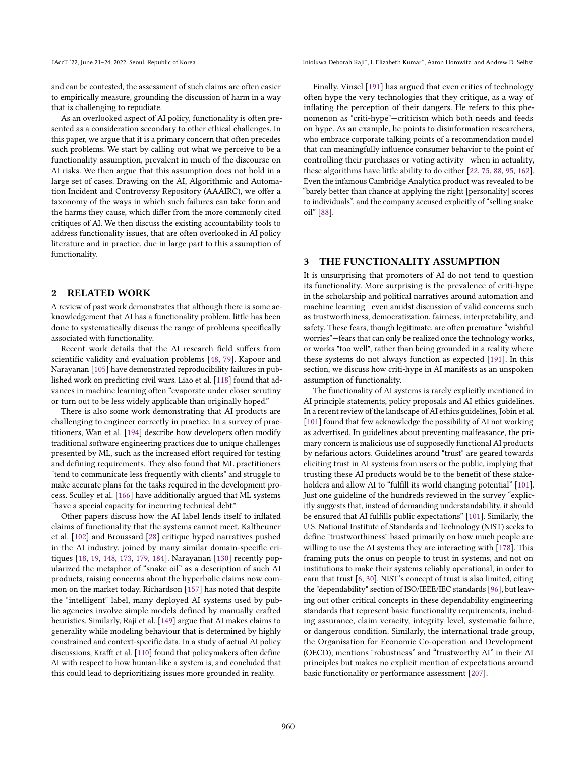and can be contested, the assessment of such claims are often easier to empirically measure, grounding the discussion of harm in a way that is challenging to repudiate.

As an overlooked aspect of AI policy, functionality is often presented as a consideration secondary to other ethical challenges. In this paper, we argue that it is a primary concern that often precedes such problems. We start by calling out what we perceive to be a functionality assumption, prevalent in much of the discourse on AI risks. We then argue that this assumption does not hold in a large set of cases. Drawing on the AI, Algorithmic and Automation Incident and Controversy Repository (AAAIRC), we offer a taxonomy of the ways in which such failures can take form and the harms they cause, which differ from the more commonly cited critiques of AI. We then discuss the existing accountability tools to address functionality issues, that are often overlooked in AI policy literature and in practice, due in large part to this assumption of functionality.

## 2 RELATED WORK

A review of past work demonstrates that although there is some acknowledgement that AI has a functionality problem, little has been done to systematically discuss the range of problems specifically associated with functionality.

Recent work details that the AI research field suffers from scientific validity and evaluation problems [48, 79]. Kapoor and Narayanan [105] have demonstrated reproducibility failures in published work on predicting civil wars. Liao et al. [118] found that advances in machine learning often "evaporate under closer scrutiny or turn out to be less widely applicable than originally hoped."

There is also some work demonstrating that AI products are challenging to engineer correctly in practice. In a survey of practitioners, Wan et al. [194] describe how developers often modify traditional software engineering practices due to unique challenges presented by ML, such as the increased effort required for testing and defining requirements. They also found that ML practitioners "tend to communicate less frequently with clients" and struggle to make accurate plans for the tasks required in the development process. Sculley et al. [166] have additionally argued that ML systems "have a special capacity for incurring technical debt."

Other papers discuss how the AI label lends itself to inflated claims of functionality that the systems cannot meet. Kaltheuner et al. [102] and Broussard [28] critique hyped narratives pushed in the AI industry, joined by many similar domain-specific critiques [18, 19, 148, 173, 179, 184]. Narayanan [130] recently popularized the metaphor of "snake oil" as a description of such AI products, raising concerns about the hyperbolic claims now common on the market today. Richardson [157] has noted that despite the "intelligent" label, many deployed AI systems used by public agencies involve simple models defined by manually crafted heuristics. Similarly, Raji et al. [149] argue that AI makes claims to generality while modeling behaviour that is determined by highly constrained and context-specific data. In a study of actual AI policy discussions, Krafft et al. [110] found that policymakers often define AI with respect to how human-like a system is, and concluded that this could lead to deprioritizing issues more grounded in reality.

Finally, Vinsel [191] has argued that even critics of technology often hype the very technologies that they critique, as a way of inflating the perception of their dangers. He refers to this phenomenon as "criti-hype"—criticism which both needs and feeds on hype. As an example, he points to disinformation researchers, who embrace corporate talking points of a recommendation model that can meaningfully influence consumer behavior to the point of controlling their purchases or voting activity—when in actuality, these algorithms have little ability to do either [22, 75, 88, 95, 162]. Even the infamous Cambridge Analytica product was revealed to be "barely better than chance at applying the right [personality] scores to individuals", and the company accused explicitly of "selling snake oil" [88].

## 3 THE FUNCTIONALITY ASSUMPTION

It is unsurprising that promoters of AI do not tend to question its functionality. More surprising is the prevalence of criti-hype in the scholarship and political narratives around automation and machine learning—even amidst discussion of valid concerns such as trustworthiness, democratization, fairness, interpretability, and safety. These fears, though legitimate, are often premature "wishful worries"—fears that can only be realized once the technology works, or works "too well", rather than being grounded in a reality where these systems do not always function as expected [191]. In this section, we discuss how criti-hype in AI manifests as an unspoken assumption of functionality.

The functionality of AI systems is rarely explicitly mentioned in AI principle statements, policy proposals and AI ethics guidelines. In a recent review of the landscape of AI ethics guidelines, Jobin et al. [101] found that few acknowledge the possibility of AI not working as advertised. In guidelines about preventing malfeasance, the primary concern is malicious use of supposedly functional AI products by nefarious actors. Guidelines around "trust" are geared towards eliciting trust in AI systems from users or the public, implying that trusting these AI products would be to the benefit of these stakeholders and allow AI to "fulfill its world changing potential" [101]. Just one guideline of the hundreds reviewed in the survey "explicitly suggests that, instead of demanding understandability, it should be ensured that AI fulfills public expectations" [101]. Similarly, the U.S. National Institute of Standards and Technology (NIST) seeks to define "trustworthiness" based primarily on how much people are willing to use the AI systems they are interacting with [178]. This framing puts the onus on people to trust in systems, and not on institutions to make their systems reliably operational, in order to earn that trust [6, 30]. NIST's concept of trust is also limited, citing the "dependability" section of ISO/IEEE/IEC standards [96], but leaving out other critical concepts in these dependability engineering standards that represent basic functionality requirements, including assurance, claim veracity, integrity level, systematic failure, or dangerous condition. Similarly, the international trade group, the Organisation for Economic Co-operation and Development (OECD), mentions "robustness" and "trustworthy AI" in their AI principles but makes no explicit mention of expectations around basic functionality or performance assessment [207].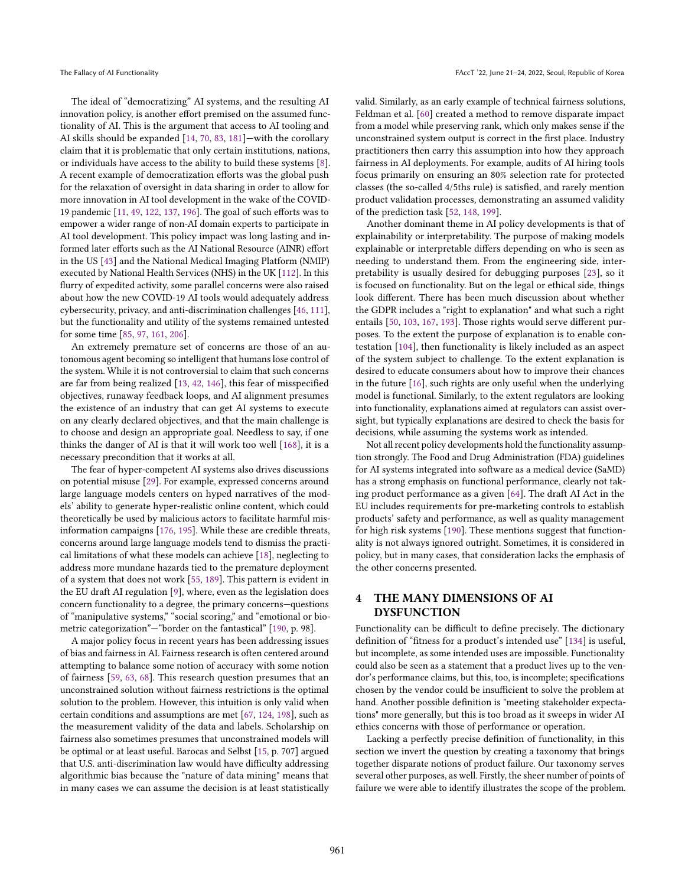The ideal of "democratizing" AI systems, and the resulting AI innovation policy, is another effort premised on the assumed functionality of AI. This is the argument that access to AI tooling and AI skills should be expanded [14, 70, 83, 181]—with the corollary claim that it is problematic that only certain institutions, nations, or individuals have access to the ability to build these systems [8]. A recent example of democratization efforts was the global push for the relaxation of oversight in data sharing in order to allow for more innovation in AI tool development in the wake of the COVID-19 pandemic [11, 49, 122, 137, 196]. The goal of such efforts was to empower a wider range of non-AI domain experts to participate in AI tool development. This policy impact was long lasting and informed later efforts such as the AI National Resource (AINR) effort in the US [43] and the National Medical Imaging Platform (NMIP) executed by National Health Services (NHS) in the UK [112]. In this flurry of expedited activity, some parallel concerns were also raised about how the new COVID-19 AI tools would adequately address cybersecurity, privacy, and anti-discrimination challenges [46, 111], but the functionality and utility of the systems remained untested for some time [85, 97, 161, 206].

An extremely premature set of concerns are those of an autonomous agent becoming so intelligent that humans lose control of the system. While it is not controversial to claim that such concerns are far from being realized [13, 42, 146], this fear of misspecified objectives, runaway feedback loops, and AI alignment presumes the existence of an industry that can get AI systems to execute on any clearly declared objectives, and that the main challenge is to choose and design an appropriate goal. Needless to say, if one thinks the danger of AI is that it will work too well [168], it is a necessary precondition that it works at all.

The fear of hyper-competent AI systems also drives discussions on potential misuse [29]. For example, expressed concerns around large language models centers on hyped narratives of the models' ability to generate hyper-realistic online content, which could theoretically be used by malicious actors to facilitate harmful misinformation campaigns [176, 195]. While these are credible threats, concerns around large language models tend to dismiss the practical limitations of what these models can achieve [18], neglecting to address more mundane hazards tied to the premature deployment of a system that does not work [55, 189]. This pattern is evident in the EU draft AI regulation [9], where, even as the legislation does concern functionality to a degree, the primary concerns—questions of "manipulative systems," "social scoring," and "emotional or biometric categorization"—"border on the fantastical" [190, p. 98].

A major policy focus in recent years has been addressing issues of bias and fairness in AI. Fairness research is often centered around attempting to balance some notion of accuracy with some notion of fairness [59, 63, 68]. This research question presumes that an unconstrained solution without fairness restrictions is the optimal solution to the problem. However, this intuition is only valid when certain conditions and assumptions are met [67, 124, 198], such as the measurement validity of the data and labels. Scholarship on fairness also sometimes presumes that unconstrained models will be optimal or at least useful. Barocas and Selbst [15, p. 707] argued that U.S. anti-discrimination law would have difficulty addressing algorithmic bias because the "nature of data mining" means that in many cases we can assume the decision is at least statistically valid. Similarly, as an early example of technical fairness solutions, Feldman et al. [60] created a method to remove disparate impact from a model while preserving rank, which only makes sense if the unconstrained system output is correct in the first place. Industry practitioners then carry this assumption into how they approach fairness in AI deployments. For example, audits of AI hiring tools focus primarily on ensuring an 80% selection rate for protected classes (the so-called 4/5ths rule) is satisfied, and rarely mention product validation processes, demonstrating an assumed validity of the prediction task [52, 148, 199].

Another dominant theme in AI policy developments is that of explainability or interpretability. The purpose of making models explainable or interpretable differs depending on who is seen as needing to understand them. From the engineering side, interpretability is usually desired for debugging purposes [23], so it is focused on functionality. But on the legal or ethical side, things look different. There has been much discussion about whether the GDPR includes a "right to explanation" and what such a right entails [50, 103, 167, 193]. Those rights would serve different purposes. To the extent the purpose of explanation is to enable contestation [104], then functionality is likely included as an aspect of the system subject to challenge. To the extent explanation is desired to educate consumers about how to improve their chances in the future [16], such rights are only useful when the underlying model is functional. Similarly, to the extent regulators are looking into functionality, explanations aimed at regulators can assist oversight, but typically explanations are desired to check the basis for decisions, while assuming the systems work as intended.

Not all recent policy developments hold the functionality assumption strongly. The Food and Drug Administration (FDA) guidelines for AI systems integrated into software as a medical device (SaMD) has a strong emphasis on functional performance, clearly not taking product performance as a given [64]. The draft AI Act in the EU includes requirements for pre-marketing controls to establish products' safety and performance, as well as quality management for high risk systems [190]. These mentions suggest that functionality is not always ignored outright. Sometimes, it is considered in policy, but in many cases, that consideration lacks the emphasis of the other concerns presented.

## 4 THE MANY DIMENSIONS OF AI DYSFUNCTION

Functionality can be difficult to define precisely. The dictionary definition of "fitness for a product's intended use" [134] is useful, but incomplete, as some intended uses are impossible. Functionality could also be seen as a statement that a product lives up to the vendor's performance claims, but this, too, is incomplete; specifications chosen by the vendor could be insufficient to solve the problem at hand. Another possible definition is "meeting stakeholder expectations" more generally, but this is too broad as it sweeps in wider AI ethics concerns with those of performance or operation.

Lacking a perfectly precise definition of functionality, in this section we invert the question by creating a taxonomy that brings together disparate notions of product failure. Our taxonomy serves several other purposes, as well. Firstly, the sheer number of points of failure we were able to identify illustrates the scope of the problem.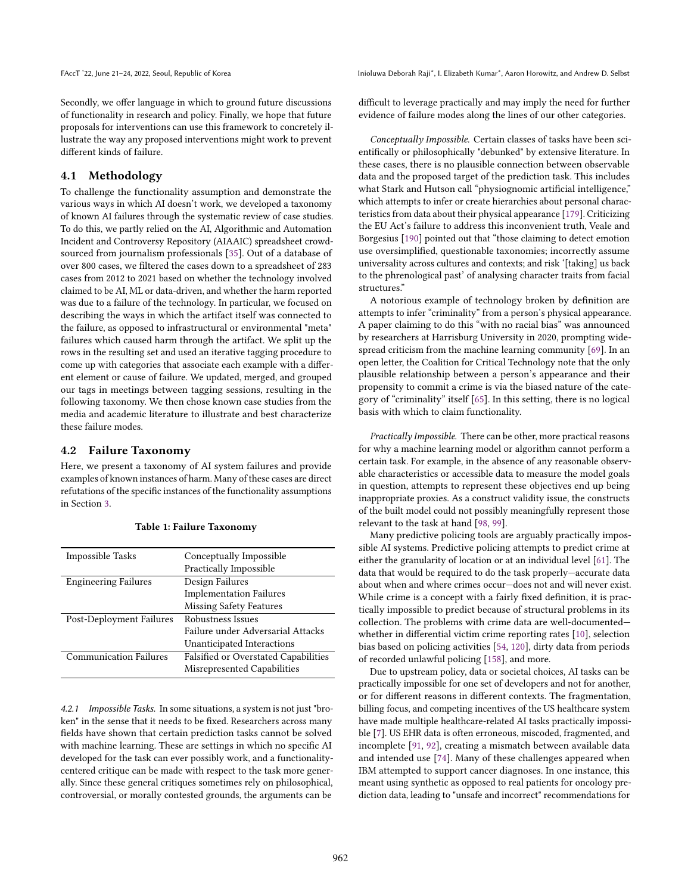Secondly, we offer language in which to ground future discussions of functionality in research and policy. Finally, we hope that future proposals for interventions can use this framework to concretely illustrate the way any proposed interventions might work to prevent different kinds of failure.

## 4.1 Methodology

To challenge the functionality assumption and demonstrate the various ways in which AI doesn't work, we developed a taxonomy of known AI failures through the systematic review of case studies. To do this, we partly relied on the AI, Algorithmic and Automation Incident and Controversy Repository (AIAAIC) spreadsheet crowdsourced from journalism professionals [35]. Out of a database of over 800 cases, we filtered the cases down to a spreadsheet of 283 cases from 2012 to 2021 based on whether the technology involved claimed to be AI, ML or data-driven, and whether the harm reported was due to a failure of the technology. In particular, we focused on describing the ways in which the artifact itself was connected to the failure, as opposed to infrastructural or environmental "meta" failures which caused harm through the artifact. We split up the rows in the resulting set and used an iterative tagging procedure to come up with categories that associate each example with a different element or cause of failure. We updated, merged, and grouped our tags in meetings between tagging sessions, resulting in the following taxonomy. We then chose known case studies from the media and academic literature to illustrate and best characterize these failure modes.

## 4.2 Failure Taxonomy

Here, we present a taxonomy of AI system failures and provide examples of known instances of harm. Many of these cases are direct refutations of the specific instances of the functionality assumptions in Section 3.

**Table 1: Failure Taxonomy**

| | |
|---|---|
| Impossible Tasks | Conceptually Impossible |
| | Practically Impossible |
| Engineering Failures | Design Failures |
| | Implementation Failures |
| | Missing Safety Features |
| Post-Deployment Failures | Robustness Issues |
| | Failure under Adversarial Attacks |
| | Unanticipated Interactions |
| Communication Failures | Falsified or Overstated Capabilities |
| | Misrepresented Capabilities |

### 4.2.1 *Impossible Tasks.*

In some situations, a system is not just "broken" in the sense that it needs to be fixed. Researchers across many fields have shown that certain prediction tasks cannot be solved with machine learning. These are settings in which no specific AI developed for the task can ever possibly work, and a functionality-centered critique can be made with respect to the task more generally. Since these general critiques sometimes rely on philosophical, controversial, or morally contested grounds, the arguments can be difficult to leverage practically and may imply the need for further evidence of failure modes along the lines of our other categories.

*Conceptually Impossible.* Certain classes of tasks have been scientifically or philosophically "debunked" by extensive literature. In these cases, there is no plausible connection between observable data and the proposed target of the prediction task. This includes what Stark and Hutson call "physiognomic artificial intelligence," which attempts to infer or create hierarchies about personal characteristics from data about their physical appearance [179]. Criticizing the EU Act's failure to address this inconvenient truth, Veale and Borgesius [190] pointed out that "those claiming to detect emotion use oversimplified, questionable taxonomies; incorrectly assume universality across cultures and contexts; and risk '[taking] us back to the phrenological past' of analysing character traits from facial structures."

A notorious example of technology broken by definition are attempts to infer "criminality" from a person's physical appearance. A paper claiming to do this "with no racial bias" was announced by researchers at Harrisburg University in 2020, prompting widespread criticism from the machine learning community [69]. In an open letter, the Coalition for Critical Technology note that the only plausible relationship between a person's appearance and their propensity to commit a crime is via the biased nature of the category of "criminality" itself [65]. In this setting, there is no logical basis with which to claim functionality.

*Practically Impossible.* There can be other, more practical reasons for why a machine learning model or algorithm cannot perform a certain task. For example, in the absence of any reasonable observable characteristics or accessible data to measure the model goals in question, attempts to represent these objectives end up being inappropriate proxies. As a construct validity issue, the constructs of the built model could not possibly meaningfully represent those relevant to the task at hand [98, 99].

Many predictive policing tools are arguably practically impossible AI systems. Predictive policing attempts to predict crime at either the granularity of location or at an individual level [61]. The data that would be required to do the task properly—accurate data about when and where crimes occur—does not and will never exist. While crime is a concept with a fairly fixed definition, it is practically impossible to predict because of structural problems in its collection. The problems with crime data are well-documented—whether in differential victim crime reporting rates [10], selection bias based on policing activities [54, 120], dirty data from periods of recorded unlawful policing [158], and more.

Due to upstream policy, data or societal choices, AI tasks can be practically impossible for one set of developers and not for another, or for different reasons in different contexts. The fragmentation, billing focus, and competing incentives of the US healthcare system have made multiple healthcare-related AI tasks practically impossible [7]. US EHR data is often erroneous, miscoded, fragmented, and incomplete [91, 92], creating a mismatch between available data and intended use [74]. Many of these challenges appeared when IBM attempted to support cancer diagnoses. In one instance, this meant using synthetic as opposed to real patients for oncology prediction data, leading to "unsafe and incorrect" recommendations for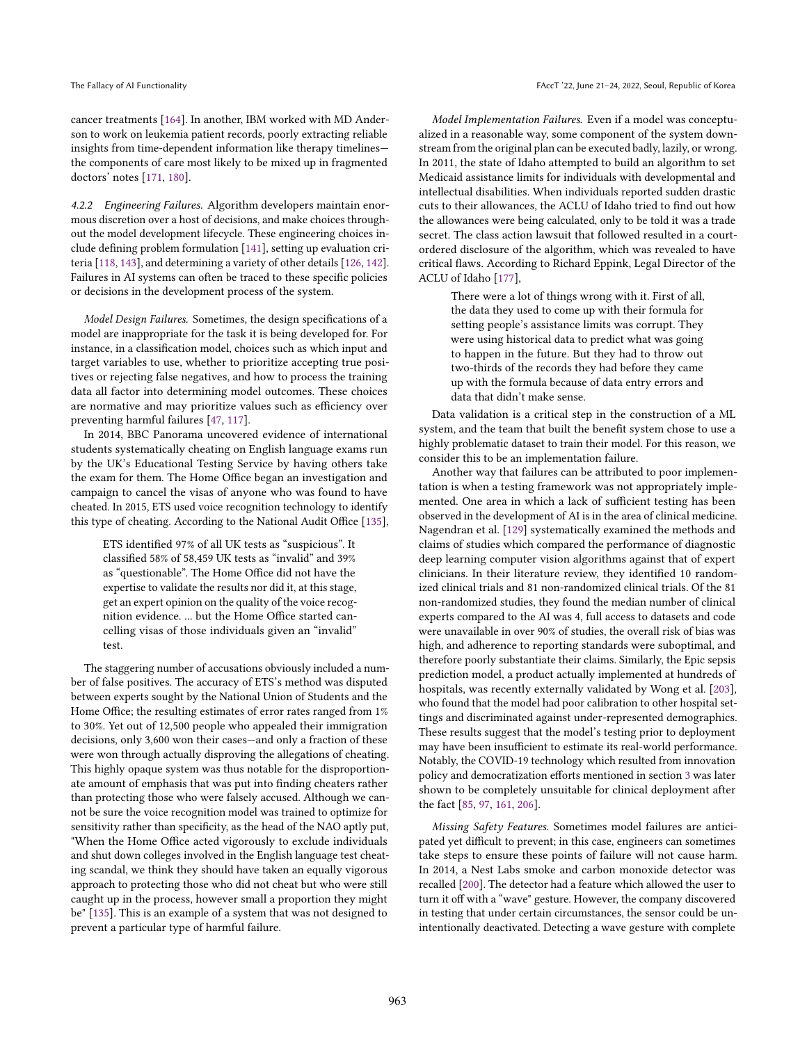cancer treatments [164]. In another, IBM worked with MD Anderson to work on leukemia patient records, poorly extracting reliable insights from time-dependent information like therapy timelines—the components of care most likely to be mixed up in fragmented doctors' notes [171, 180].

#### 4.2.2 Engineering Failures.

Algorithm developers maintain enormous discretion over a host of decisions, and make choices throughout the model development lifecycle. These engineering choices include defining problem formulation [141], setting up evaluation criteria [118, 143], and determining a variety of other details [126, 142]. Failures in AI systems can often be traced to these specific policies or decisions in the development process of the system.

*Model Design Failures.* Sometimes, the design specifications of a model are inappropriate for the task it is being developed for. For instance, in a classification model, choices such as which input and target variables to use, whether to prioritize accepting true positives or rejecting false negatives, and how to process the training data all factor into determining model outcomes. These choices are normative and may prioritize values such as efficiency over preventing harmful failures [47, 117].

In 2014, BBC Panorama uncovered evidence of international students systematically cheating on English language exams run by the UK's Educational Testing Service by having others take the exam for them. The Home Office began an investigation and campaign to cancel the visas of anyone who was found to have cheated. In 2015, ETS used voice recognition technology to identify this type of cheating. According to the National Audit Office [135],

> ETS identified 97% of all UK tests as "suspicious". It classified 58% of 58,459 UK tests as "invalid" and 39% as "questionable". The Home Office did not have the expertise to validate the results nor did it, at this stage, get an expert opinion on the quality of the voice recognition evidence. ... but the Home Office started cancelling visas of those individuals given an "invalid" test.

The staggering number of accusations obviously included a number of false positives. The accuracy of ETS's method was disputed between experts sought by the National Union of Students and the Home Office; the resulting estimates of error rates ranged from 1% to 30%. Yet out of 12,500 people who appealed their immigration decisions, only 3,600 won their cases—and only a fraction of these were won through actually disproving the allegations of cheating. This highly opaque system was thus notable for the disproportionate amount of emphasis that was put into finding cheaters rather than protecting those who were falsely accused. Although we cannot be sure the voice recognition model was trained to optimize for sensitivity rather than specificity, as the head of the NAO aptly put, "When the Home Office acted vigorously to exclude individuals and shut down colleges involved in the English language test cheating scandal, we think they should have taken an equally vigorous approach to protecting those who did not cheat but who were still caught up in the process, however small a proportion they might be" [135]. This is an example of a system that was not designed to prevent a particular type of harmful failure.

*Model Implementation Failures.* Even if a model was conceptualized in a reasonable way, some component of the system downstream from the original plan can be executed badly, lazily, or wrong. In 2011, the state of Idaho attempted to build an algorithm to set Medicaid assistance limits for individuals with developmental and intellectual disabilities. When individuals reported sudden drastic cuts to their allowances, the ACLU of Idaho tried to find out how the allowances were being calculated, only to be told it was a trade secret. The class action lawsuit that followed resulted in a court-ordered disclosure of the algorithm, which was revealed to have critical flaws. According to Richard Eppink, Legal Director of the ACLU of Idaho [177],

> There were a lot of things wrong with it. First of all, the data they used to come up with their formula for setting people's assistance limits was corrupt. They were using historical data to predict what was going to happen in the future. But they had to throw out two-thirds of the records they had before they came up with the formula because of data entry errors and data that didn't make sense.

Data validation is a critical step in the construction of a ML system, and the team that built the benefit system chose to use a highly problematic dataset to train their model. For this reason, we consider this to be an implementation failure.

Another way that failures can be attributed to poor implementation is when a testing framework was not appropriately implemented. One area in which a lack of sufficient testing has been observed in the development of AI is in the area of clinical medicine. Nagendran et al. [129] systematically examined the methods and claims of studies which compared the performance of diagnostic deep learning computer vision algorithms against that of expert clinicians. In their literature review, they identified 10 randomized clinical trials and 81 non-randomized clinical trials. Of the 81 non-randomized studies, they found the median number of clinical experts compared to the AI was 4, full access to datasets and code were unavailable in over 90% of studies, the overall risk of bias was high, and adherence to reporting standards were suboptimal, and therefore poorly substantiate their claims. Similarly, the Epic sepsis prediction model, a product actually implemented at hundreds of hospitals, was recently externally validated by Wong et al. [203], who found that the model had poor calibration to other hospital settings and discriminated against under-represented demographics. These results suggest that the model's testing prior to deployment may have been insufficient to estimate its real-world performance. Notably, the COVID-19 technology which resulted from innovation policy and democratization efforts mentioned in section 3 was later shown to be completely unsuitable for clinical deployment after the fact [85, 97, 161, 206].

*Missing Safety Features.* Sometimes model failures are anticipated yet difficult to prevent; in this case, engineers can sometimes take steps to ensure these points of failure will not cause harm. In 2014, a Nest Labs smoke and carbon monoxide detector was recalled [200]. The detector had a feature which allowed the user to turn it off with a "wave" gesture. However, the company discovered in testing that under certain circumstances, the sensor could be unintentionally deactivated. Detecting a wave gesture with complete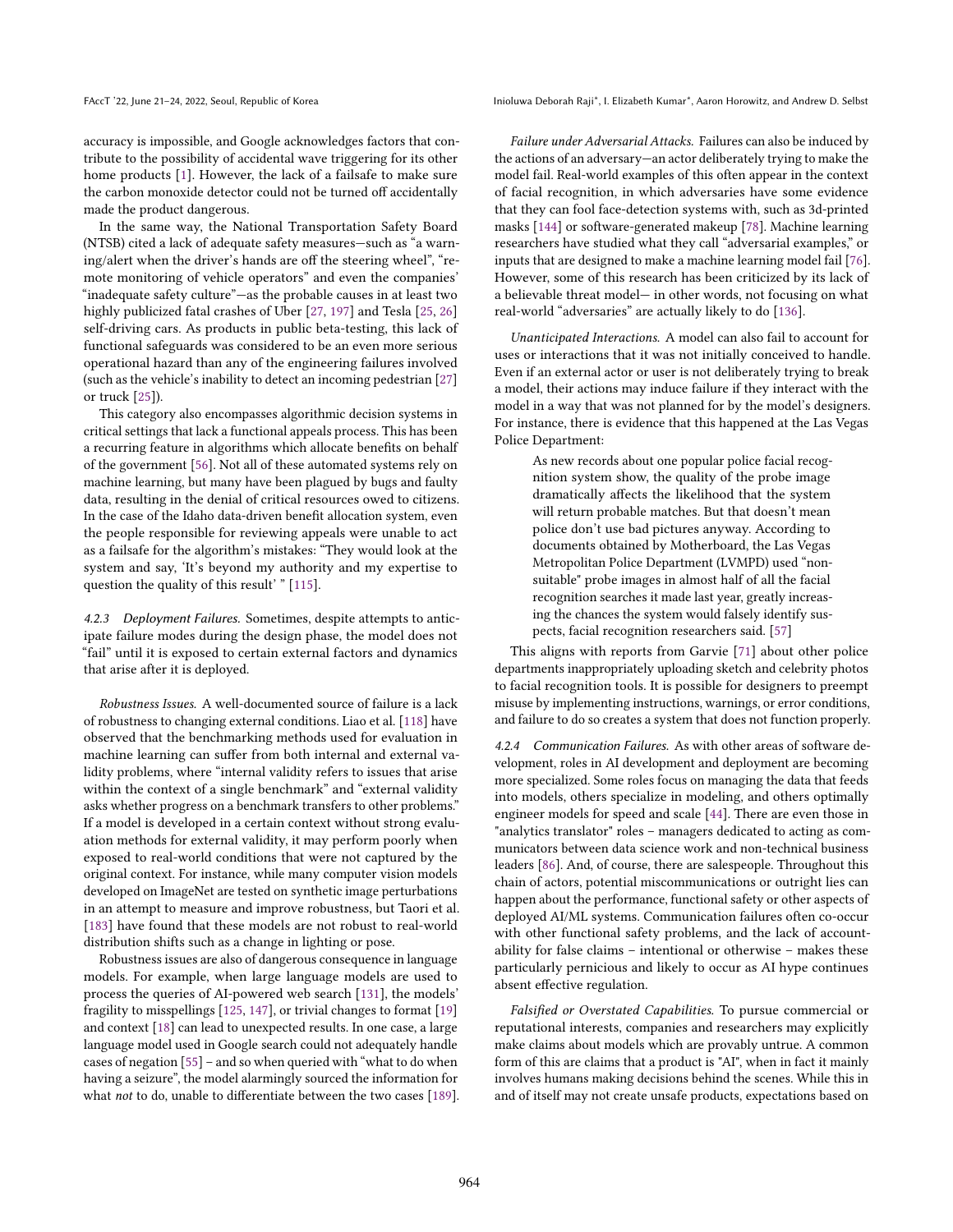accuracy is impossible, and Google acknowledges factors that contribute to the possibility of accidental wave triggering for its other home products [1]. However, the lack of a failsafe to make sure the carbon monoxide detector could not be turned off accidentally made the product dangerous.

In the same way, the National Transportation Safety Board (NTSB) cited a lack of adequate safety measures—such as "a warning/alert when the driver's hands are off the steering wheel", "remote monitoring of vehicle operators" and even the companies' "inadequate safety culture"—as the probable causes in at least two highly publicized fatal crashes of Uber [27, 197] and Tesla [25, 26] self-driving cars. As products in public beta-testing, this lack of functional safeguards was considered to be an even more serious operational hazard than any of the engineering failures involved (such as the vehicle's inability to detect an incoming pedestrian [27] or truck [25]).

This category also encompasses algorithmic decision systems in critical settings that lack a functional appeals process. This has been a recurring feature in algorithms which allocate benefits on behalf of the government [56]. Not all of these automated systems rely on machine learning, but many have been plagued by bugs and faulty data, resulting in the denial of critical resources owed to citizens. In the case of the Idaho data-driven benefit allocation system, even the people responsible for reviewing appeals were unable to act as a failsafe for the algorithm's mistakes: "They would look at the system and say, 'It's beyond my authority and my expertise to question the quality of this result' " [115].

#### 4.2.3 Deployment Failures.

Sometimes, despite attempts to anticipate failure modes during the design phase, the model does not "fail" until it is exposed to certain external factors and dynamics that arise after it is deployed.

*Robustness Issues.* A well-documented source of failure is a lack of robustness to changing external conditions. Liao et al. [118] have observed that the benchmarking methods used for evaluation in machine learning can suffer from both internal and external validity problems, where "internal validity refers to issues that arise within the context of a single benchmark" and "external validity asks whether progress on a benchmark transfers to other problems." If a model is developed in a certain context without strong evaluation methods for external validity, it may perform poorly when exposed to real-world conditions that were not captured by the original context. For instance, while many computer vision models developed on ImageNet are tested on synthetic image perturbations in an attempt to measure and improve robustness, but Taori et al. [183] have found that these models are not robust to real-world distribution shifts such as a change in lighting or pose.

Robustness issues are also of dangerous consequence in language models. For example, when large language models are used to process the queries of AI-powered web search [131], the models' fragility to misspellings [125, 147], or trivial changes to format [19] and context [18] can lead to unexpected results. In one case, a large language model used in Google search could not adequately handle cases of negation [55] – and so when queried with "what to do when having a seizure", the model alarmingly sourced the information for what *not* to do, unable to differentiate between the two cases [189].

*Failure under Adversarial Attacks.* Failures can also be induced by the actions of an adversary—an actor deliberately trying to make the model fail. Real-world examples of this often appear in the context of facial recognition, in which adversaries have some evidence that they can fool face-detection systems with, such as 3d-printed masks [144] or software-generated makeup [78]. Machine learning researchers have studied what they call "adversarial examples," or inputs that are designed to make a machine learning model fail [76]. However, some of this research has been criticized by its lack of a believable threat model— in other words, not focusing on what real-world "adversaries" are actually likely to do [136].

*Unanticipated Interactions.* A model can also fail to account for uses or interactions that it was not initially conceived to handle. Even if an external actor or user is not deliberately trying to break a model, their actions may induce failure if they interact with the model in a way that was not planned for by the model's designers. For instance, there is evidence that this happened at the Las Vegas Police Department:

> As new records about one popular police facial recognition system show, the quality of the probe image dramatically affects the likelihood that the system will return probable matches. But that doesn't mean police don't use bad pictures anyway. According to documents obtained by Motherboard, the Las Vegas Metropolitan Police Department (LVMPD) used "non-suitable" probe images in almost half of all the facial recognition searches it made last year, greatly increasing the chances the system would falsely identify suspects, facial recognition researchers said. [57]

This aligns with reports from Garvie [71] about other police departments inappropriately uploading sketch and celebrity photos to facial recognition tools. It is possible for designers to preempt misuse by implementing instructions, warnings, or error conditions, and failure to do so creates a system that does not function properly.

#### 4.2.4 Communication Failures.

As with other areas of software development, roles in AI development and deployment are becoming more specialized. Some roles focus on managing the data that feeds into models, others specialize in modeling, and others optimally engineer models for speed and scale [44]. There are even those in "analytics translator" roles – managers dedicated to acting as communicators between data science work and non-technical business leaders [86]. And, of course, there are salespeople. Throughout this chain of actors, potential miscommunications or outright lies can happen about the performance, functional safety or other aspects of deployed AI/ML systems. Communication failures often co-occur with other functional safety problems, and the lack of accountability for false claims – intentional or otherwise – makes these particularly pernicious and likely to occur as AI hype continues absent effective regulation.

*Falsified or Overstated Capabilities.* To pursue commercial or reputational interests, companies and researchers may explicitly make claims about models which are provably untrue. A common form of this are claims that a product is "AI", when in fact it mainly involves humans making decisions behind the scenes. While this in and of itself may not create unsafe products, expectations based on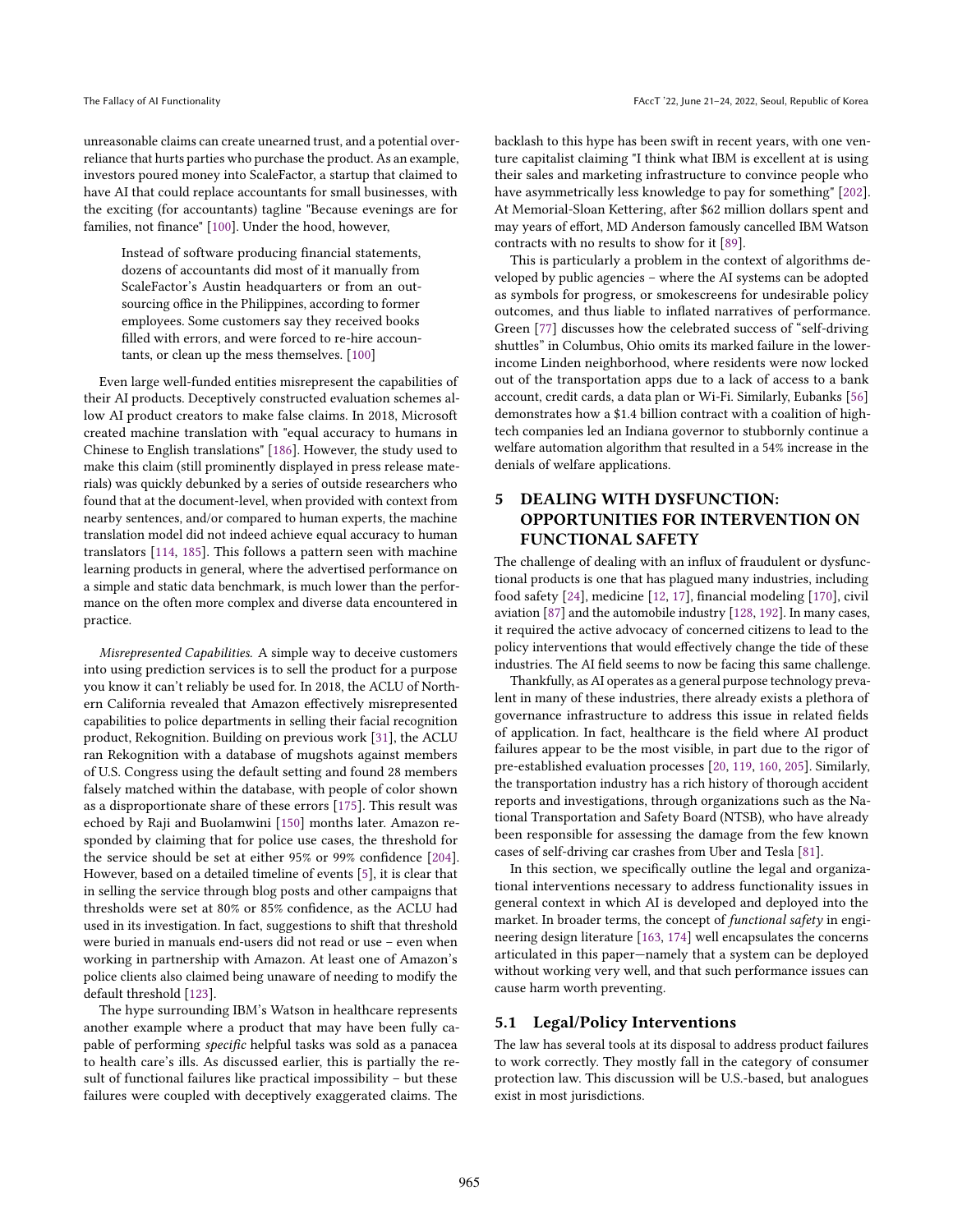unreasonable claims can create unearned trust, and a potential over-reliance that hurts parties who purchase the product. As an example, investors poured money into ScaleFactor, a startup that claimed to have AI that could replace accountants for small businesses, with the exciting (for accountants) tagline "Because evenings are for families, not finance" [100]. Under the hood, however,

> Instead of software producing financial statements, dozens of accountants did most of it manually from ScaleFactor's Austin headquarters or from an outsourcing office in the Philippines, according to former employees. Some customers say they received books filled with errors, and were forced to re-hire accountants, or clean up the mess themselves. [100]

Even large well-funded entities misrepresent the capabilities of their AI products. Deceptively constructed evaluation schemes allow AI product creators to make false claims. In 2018, Microsoft created machine translation with "equal accuracy to humans in Chinese to English translations" [186]. However, the study used to make this claim (still prominently displayed in press release materials) was quickly debunked by a series of outside researchers who found that at the document-level, when provided with context from nearby sentences, and/or compared to human experts, the machine translation model did not indeed achieve equal accuracy to human translators [114, 185]. This follows a pattern seen with machine learning products in general, where the advertised performance on a simple and static data benchmark, is much lower than the performance on the often more complex and diverse data encountered in practice.

*Misrepresented Capabilities.* A simple way to deceive customers into using prediction services is to sell the product for a purpose you know it can't reliably be used for. In 2018, the ACLU of Northern California revealed that Amazon effectively misrepresented capabilities to police departments in selling their facial recognition product, Rekognition. Building on previous work [31], the ACLU ran Rekognition with a database of mugshots against members of U.S. Congress using the default setting and found 28 members falsely matched within the database, with people of color shown as a disproportionate share of these errors [175]. This result was echoed by Raji and Buolamwini [150] months later. Amazon responded by claiming that for police use cases, the threshold for the service should be set at either 95% or 99% confidence [204]. However, based on a detailed timeline of events [5], it is clear that in selling the service through blog posts and other campaigns that thresholds were set at 80% or 85% confidence, as the ACLU had used in its investigation. In fact, suggestions to shift that threshold were buried in manuals end-users did not read or use – even when working in partnership with Amazon. At least one of Amazon's police clients also claimed being unaware of needing to modify the default threshold [123].

The hype surrounding IBM's Watson in healthcare represents another example where a product that may have been fully capable of performing *specific* helpful tasks was sold as a panacea to health care's ills. As discussed earlier, this is partially the result of functional failures like practical impossibility – but these failures were coupled with deceptively exaggerated claims. The backlash to this hype has been swift in recent years, with one venture capitalist claiming "I think what IBM is excellent at is using their sales and marketing infrastructure to convince people who have asymmetrically less knowledge to pay for something" [202]. At Memorial-Sloan Kettering, after $62 million dollars spent and may years of effort, MD Anderson famously cancelled IBM Watson contracts with no results to show for it [89].

This is particularly a problem in the context of algorithms developed by public agencies – where the AI systems can be adopted as symbols for progress, or smokescreens for undesirable policy outcomes, and thus liable to inflated narratives of performance. Green [77] discusses how the celebrated success of "self-driving shuttles" in Columbus, Ohio omits its marked failure in the lower-income Linden neighborhood, where residents were now locked out of the transportation apps due to a lack of access to a bank account, credit cards, a data plan or Wi-Fi. Similarly, Eubanks [56] demonstrates how a $1.4 billion contract with a coalition of high-tech companies led an Indiana governor to stubbornly continue a welfare automation algorithm that resulted in a 54% increase in the denials of welfare applications.

## 5 DEALING WITH DYSFUNCTION: OPPORTUNITIES FOR INTERVENTION ON FUNCTIONAL SAFETY

The challenge of dealing with an influx of fraudulent or dysfunctional products is one that has plagued many industries, including food safety [24], medicine [12, 17], financial modeling [170], civil aviation [87] and the automobile industry [128, 192]. In many cases, it required the active advocacy of concerned citizens to lead to the policy interventions that would effectively change the tide of these industries. The AI field seems to now be facing this same challenge.

Thankfully, as AI operates as a general purpose technology prevalent in many of these industries, there already exists a plethora of governance infrastructure to address this issue in related fields of application. In fact, healthcare is the field where AI product failures appear to be the most visible, in part due to the rigor of pre-established evaluation processes [20, 119, 160, 205]. Similarly, the transportation industry has a rich history of thorough accident reports and investigations, through organizations such as the National Transportation and Safety Board (NTSB), who have already been responsible for assessing the damage from the few known cases of self-driving car crashes from Uber and Tesla [81].

In this section, we specifically outline the legal and organizational interventions necessary to address functionality issues in general context in which AI is developed and deployed into the market. In broader terms, the concept of *functional safety* in engineering design literature [163, 174] well encapsulates the concerns articulated in this paper—namely that a system can be deployed without working very well, and that such performance issues can cause harm worth preventing.

### 5.1 Legal/Policy Interventions

The law has several tools at its disposal to address product failures to work correctly. They mostly fall in the category of consumer protection law. This discussion will be U.S.-based, but analogues exist in most jurisdictions.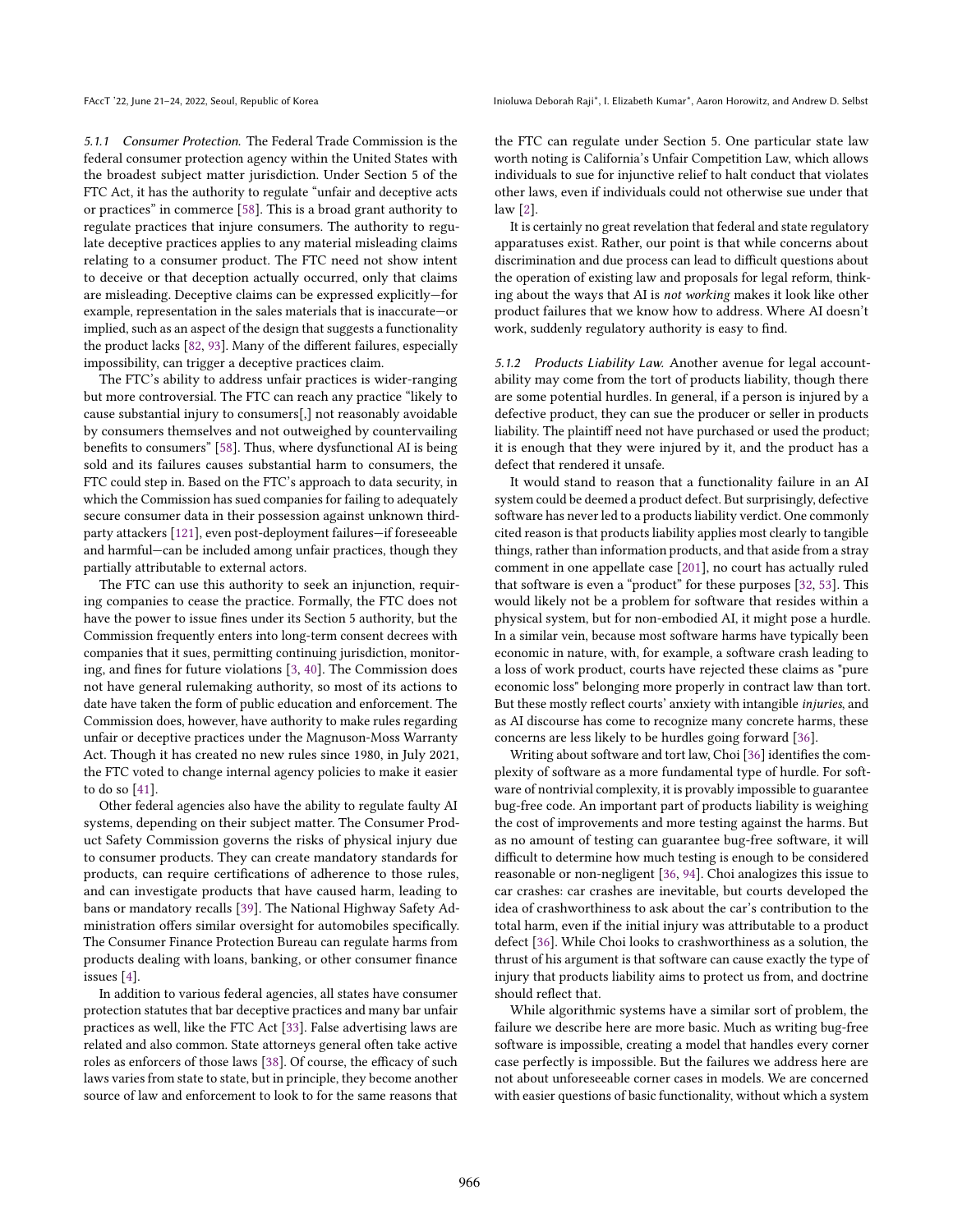#### 5.1.1 Consumer Protection.

The Federal Trade Commission is the federal consumer protection agency within the United States with the broadest subject matter jurisdiction. Under Section 5 of the FTC Act, it has the authority to regulate "unfair and deceptive acts or practices" in commerce [58]. This is a broad grant authority to regulate practices that injure consumers. The authority to regulate deceptive practices applies to any material misleading claims relating to a consumer product. The FTC need not show intent to deceive or that deception actually occurred, only that claims are misleading. Deceptive claims can be expressed explicitly—for example, representation in the sales materials that is inaccurate—or implied, such as an aspect of the design that suggests a functionality the product lacks [82, 93]. Many of the different failures, especially impossibility, can trigger a deceptive practices claim.

The FTC's ability to address unfair practices is wider-ranging but more controversial. The FTC can reach any practice "likely to cause substantial injury to consumers[,] not reasonably avoidable by consumers themselves and not outweighed by countervailing benefits to consumers" [58]. Thus, where dysfunctional AI is being sold and its failures causes substantial harm to consumers, the FTC could step in. Based on the FTC's approach to data security, in which the Commission has sued companies for failing to adequately secure consumer data in their possession against unknown third-party attackers [121], even post-deployment failures—if foreseeable and harmful—can be included among unfair practices, though they partially attributable to external actors.

The FTC can use this authority to seek an injunction, requiring companies to cease the practice. Formally, the FTC does not have the power to issue fines under its Section 5 authority, but the Commission frequently enters into long-term consent decrees with companies that it sues, permitting continuing jurisdiction, monitoring, and fines for future violations [3, 40]. The Commission does not have general rulemaking authority, so most of its actions to date have taken the form of public education and enforcement. The Commission does, however, have authority to make rules regarding unfair or deceptive practices under the Magnuson-Moss Warranty Act. Though it has created no new rules since 1980, in July 2021, the FTC voted to change internal agency policies to make it easier to do so [41].

Other federal agencies also have the ability to regulate faulty AI systems, depending on their subject matter. The Consumer Product Safety Commission governs the risks of physical injury due to consumer products. They can create mandatory standards for products, can require certifications of adherence to those rules, and can investigate products that have caused harm, leading to bans or mandatory recalls [39]. The National Highway Safety Administration offers similar oversight for automobiles specifically. The Consumer Finance Protection Bureau can regulate harms from products dealing with loans, banking, or other consumer finance issues [4].

In addition to various federal agencies, all states have consumer protection statutes that bar deceptive practices and many bar unfair practices as well, like the FTC Act [33]. False advertising laws are related and also common. State attorneys general often take active roles as enforcers of those laws [38]. Of course, the efficacy of such laws varies from state to state, but in principle, they become another source of law and enforcement to look to for the same reasons that the FTC can regulate under Section 5. One particular state law worth noting is California's Unfair Competition Law, which allows individuals to sue for injunctive relief to halt conduct that violates other laws, even if individuals could not otherwise sue under that law [2].

It is certainly no great revelation that federal and state regulatory apparatuses exist. Rather, our point is that while concerns about discrimination and due process can lead to difficult questions about the operation of existing law and proposals for legal reform, thinking about the ways that AI is *not working* makes it look like other product failures that we know how to address. Where AI doesn't work, suddenly regulatory authority is easy to find.

#### 5.1.2 Products Liability Law.

Another avenue for legal accountability may come from the tort of products liability, though there are some potential hurdles. In general, if a person is injured by a defective product, they can sue the producer or seller in products liability. The plaintiff need not have purchased or used the product; it is enough that they were injured by it, and the product has a defect that rendered it unsafe.

It would stand to reason that a functionality failure in an AI system could be deemed a product defect. But surprisingly, defective software has never led to a products liability verdict. One commonly cited reason is that products liability applies most clearly to tangible things, rather than information products, and that aside from a stray comment in one appellate case [201], no court has actually ruled that software is even a "product" for these purposes [32, 53]. This would likely not be a problem for software that resides within a physical system, but for non-embodied AI, it might pose a hurdle. In a similar vein, because most software harms have typically been economic in nature, with, for example, a software crash leading to a loss of work product, courts have rejected these claims as "pure economic loss" belonging more properly in contract law than tort. But these mostly reflect courts' anxiety with intangible *injuries*, and as AI discourse has come to recognize many concrete harms, these concerns are less likely to be hurdles going forward [36].

Writing about software and tort law, Choi [36] identifies the complexity of software as a more fundamental type of hurdle. For software of nontrivial complexity, it is provably impossible to guarantee bug-free code. An important part of products liability is weighing the cost of improvements and more testing against the harms. But as no amount of testing can guarantee bug-free software, it will difficult to determine how much testing is enough to be considered reasonable or non-negligent [36, 94]. Choi analogizes this issue to car crashes: car crashes are inevitable, but courts developed the idea of crashworthiness to ask about the car's contribution to the total harm, even if the initial injury was attributable to a product defect [36]. While Choi looks to crashworthiness as a solution, the thrust of his argument is that software can cause exactly the type of injury that products liability aims to protect us from, and doctrine should reflect that.

While algorithmic systems have a similar sort of problem, the failure we describe here are more basic. Much as writing bug-free software is impossible, creating a model that handles every corner case perfectly is impossible. But the failures we address here are not about unforeseeable corner cases in models. We are concerned with easier questions of basic functionality, without which a system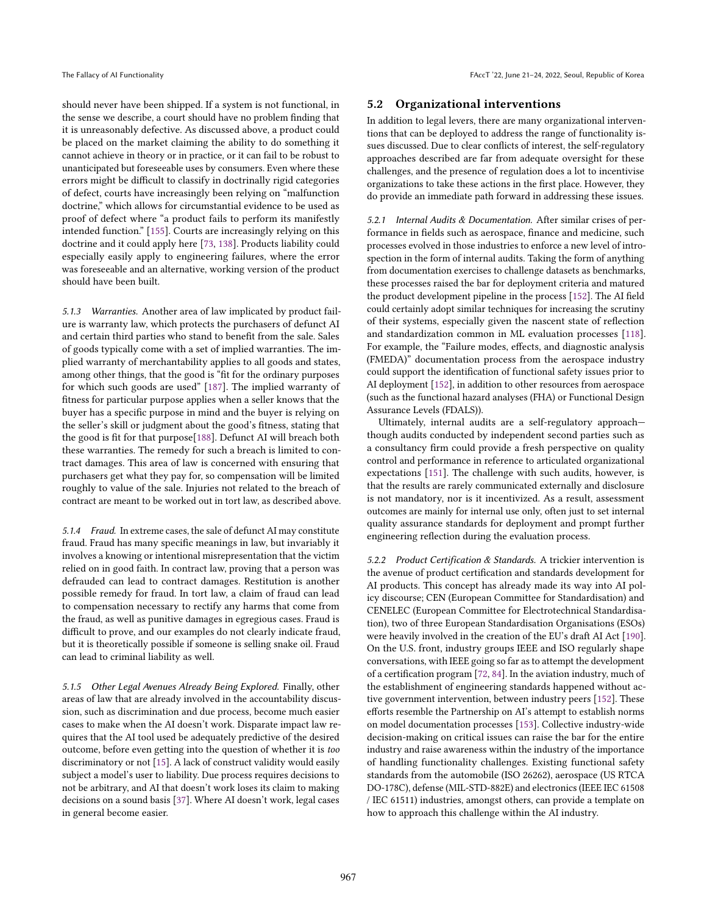should never have been shipped. If a system is not functional, in the sense we describe, a court should have no problem finding that it is unreasonably defective. As discussed above, a product could be placed on the market claiming the ability to do something it cannot achieve in theory or in practice, or it can fail to be robust to unanticipated but foreseeable uses by consumers. Even where these errors might be difficult to classify in doctrinally rigid categories of defect, courts have increasingly been relying on "malfunction doctrine," which allows for circumstantial evidence to be used as proof of defect where "a product fails to perform its manifestly intended function." [155]. Courts are increasingly relying on this doctrine and it could apply here [73, 138]. Products liability could especially easily apply to engineering failures, where the error was foreseeable and an alternative, working version of the product should have been built.

#### 5.1.3 Warranties.

Another area of law implicated by product failure is warranty law, which protects the purchasers of defunct AI and certain third parties who stand to benefit from the sale. Sales of goods typically come with a set of implied warranties. The implied warranty of merchantability applies to all goods and states, among other things, that the good is "fit for the ordinary purposes for which such goods are used" [187]. The implied warranty of fitness for particular purpose applies when a seller knows that the buyer has a specific purpose in mind and the buyer is relying on the seller's skill or judgment about the good's fitness, stating that the good is fit for that purpose[188]. Defunct AI will breach both these warranties. The remedy for such a breach is limited to contract damages. This area of law is concerned with ensuring that purchasers get what they pay for, so compensation will be limited roughly to value of the sale. Injuries not related to the breach of contract are meant to be worked out in tort law, as described above.

#### 5.1.4 Fraud.

In extreme cases, the sale of defunct AI may constitute fraud. Fraud has many specific meanings in law, but invariably it involves a knowing or intentional misrepresentation that the victim relied on in good faith. In contract law, proving that a person was defrauded can lead to contract damages. Restitution is another possible remedy for fraud. In tort law, a claim of fraud can lead to compensation necessary to rectify any harms that come from the fraud, as well as punitive damages in egregious cases. Fraud is difficult to prove, and our examples do not clearly indicate fraud, but it is theoretically possible if someone is selling snake oil. Fraud can lead to criminal liability as well.

#### 5.1.5 Other Legal Avenues Already Being Explored.

Finally, other areas of law that are already involved in the accountability discussion, such as discrimination and due process, become much easier cases to make when the AI doesn't work. Disparate impact law requires that the AI tool used be adequately predictive of the desired outcome, before even getting into the question of whether it is *too* discriminatory or not [15]. A lack of construct validity would easily subject a model's user to liability. Due process requires decisions to not be arbitrary, and AI that doesn't work loses its claim to making decisions on a sound basis [37]. Where AI doesn't work, legal cases in general become easier.

### 5.2 Organizational interventions

In addition to legal levers, there are many organizational interventions that can be deployed to address the range of functionality issues discussed. Due to clear conflicts of interest, the self-regulatory approaches described are far from adequate oversight for these challenges, and the presence of regulation does a lot to incentivise organizations to take these actions in the first place. However, they do provide an immediate path forward in addressing these issues.

#### 5.2.1 Internal Audits & Documentation.

After similar crises of performance in fields such as aerospace, finance and medicine, such processes evolved in those industries to enforce a new level of introspection in the form of internal audits. Taking the form of anything from documentation exercises to challenge datasets as benchmarks, these processes raised the bar for deployment criteria and matured the product development pipeline in the process [152]. The AI field could certainly adopt similar techniques for increasing the scrutiny of their systems, especially given the nascent state of reflection and standardization common in ML evaluation processes [118]. For example, the "Failure modes, effects, and diagnostic analysis (FMEDA)" documentation process from the aerospace industry could support the identification of functional safety issues prior to AI deployment [152], in addition to other resources from aerospace (such as the functional hazard analyses (FHA) or Functional Design Assurance Levels (FDALS)).

Ultimately, internal audits are a self-regulatory approach—though audits conducted by independent second parties such as a consultancy firm could provide a fresh perspective on quality control and performance in reference to articulated organizational expectations [151]. The challenge with such audits, however, is that the results are rarely communicated externally and disclosure is not mandatory, nor is it incentivized. As a result, assessment outcomes are mainly for internal use only, often just to set internal quality assurance standards for deployment and prompt further engineering reflection during the evaluation process.

#### 5.2.2 Product Certification & Standards.

A trickier intervention is the avenue of product certification and standards development for AI products. This concept has already made its way into AI policy discourse; CEN (European Committee for Standardisation) and CENELEC (European Committee for Electrotechnical Standardisation), two of three European Standardisation Organisations (ESOs) were heavily involved in the creation of the EU's draft AI Act [190]. On the U.S. front, industry groups IEEE and ISO regularly shape conversations, with IEEE going so far as to attempt the development of a certification program [72, 84]. In the aviation industry, much of the establishment of engineering standards happened without active government intervention, between industry peers [152]. These efforts resemble the Partnership on AI's attempt to establish norms on model documentation processes [153]. Collective industry-wide decision-making on critical issues can raise the bar for the entire industry and raise awareness within the industry of the importance of handling functionality challenges. Existing functional safety standards from the automobile (ISO 26262), aerospace (US RTCA DO-178C), defense (MIL-STD-882E) and electronics (IEEE IEC 61508 / IEC 61511) industries, amongst others, can provide a template on how to approach this challenge within the AI industry.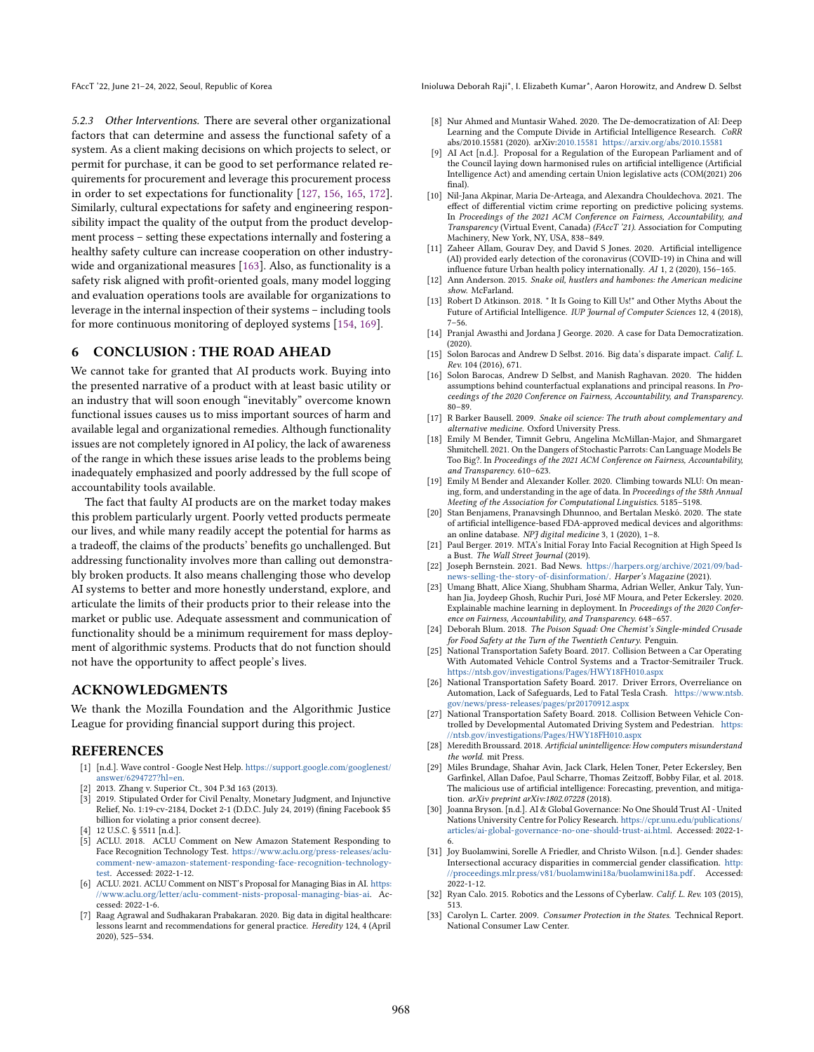#### 5.2.3 Other Interventions.

There are several other organizational factors that can determine and assess the functional safety of a system. As a client making decisions on which projects to select, or permit for purchase, it can be good to set performance related requirements for procurement and leverage this procurement process in order to set expectations for functionality [127, 156, 165, 172]. Similarly, cultural expectations for safety and engineering responsibility impact the quality of the output from the product development process – setting these expectations internally and fostering a healthy safety culture can increase cooperation on other industry-wide and organizational measures [163]. Also, as functionality is a safety risk aligned with profit-oriented goals, many model logging and evaluation operations tools are available for organizations to leverage in the internal inspection of their systems – including tools for more continuous monitoring of deployed systems [154, 169].

## 6 CONCLUSION : THE ROAD AHEAD

We cannot take for granted that AI products work. Buying into the presented narrative of a product with at least basic utility or an industry that will soon enough "inevitably" overcome known functional issues causes us to miss important sources of harm and available legal and organizational remedies. Although functionality issues are not completely ignored in AI policy, the lack of awareness of the range in which these issues arise leads to the problems being inadequately emphasized and poorly addressed by the full scope of accountability tools available.

The fact that faulty AI products are on the market today makes this problem particularly urgent. Poorly vetted products permeate our lives, and while many readily accept the potential for harms as a tradeoff, the claims of the products' benefits go unchallenged. But addressing functionality involves more than calling out demonstrably broken products. It also means challenging those who develop AI systems to better and more honestly understand, explore, and articulate the limits of their products prior to their release into the market or public use. Adequate assessment and communication of functionality should be a minimum requirement for mass deployment of algorithmic systems. Products that do not function should not have the opportunity to affect people's lives.

## ACKNOWLEDGMENTS

We thank the Mozilla Foundation and the Algorithmic Justice League for providing financial support during this project.

## REFERENCES

- [1] [n.d.]. Wave control - Google Nest Help. https://support.google.com/googlenest/answer/6294727?hl=en.
- [2] 2013. Zhang v. Superior Ct., 304 P.3d 163 (2013).
- [3] 2019. Stipulated Order for Civil Penalty, Monetary Judgment, and Injunctive Relief, No. 1:19-cv-2184, Docket 2-1 (D.D.C. July 24, 2019) (fining Facebook $5 billion for violating a prior consent decree).
- [4] 12 U.S.C. § 5511 [n.d.].
- [5] ACLU. 2018. ACLU Comment on New Amazon Statement Responding to Face Recognition Technology Test. https://www.aclu.org/press-releases/aclu-comment-new-amazon-statement-responding-face-recognition-technology-test. Accessed: 2022-1-12.
- [6] ACLU. 2021. ACLU Comment on NIST's Proposal for Managing Bias in AI. https://www.aclu.org/letter/aclu-comment-nists-proposal-managing-bias-ai. Accessed: 2022-1-6.
- [7] Raag Agrawal and Sudhakaran Prabakaran. 2020. Big data in digital healthcare: lessons learnt and recommendations for general practice. *Heredity* 124, 4 (April 2020), 525–534.
- [8] Nur Ahmed and Muntasir Wahed. 2020. The De-democratization of AI: Deep Learning and the Compute Divide in Artificial Intelligence Research. *CoRR* abs/2010.15581 (2020). arXiv:2010.15581 https://arxiv.org/abs/2010.15581
- [9] AI Act [n.d.]. Proposal for a Regulation of the European Parliament and of the Council laying down harmonised rules on artificial intelligence (Artificial Intelligence Act) and amending certain Union legislative acts (COM(2021) 206 final).
- [10] Nil-Jana Akpinar, Maria De-Arteaga, and Alexandra Chouldechova. 2021. The effect of differential victim crime reporting on predictive policing systems. In *Proceedings of the 2021 ACM Conference on Fairness, Accountability, and Transparency* (Virtual Event, Canada) *(FAccT '21)*. Association for Computing Machinery, New York, NY, USA, 838–849.
- [11] Zaheer Allam, Gourav Dey, and David S Jones. 2020. Artificial intelligence (AI) provided early detection of the coronavirus (COVID-19) in China and will influence future Urban health policy internationally. *AI* 1, 2 (2020), 156–165.
- [12] Ann Anderson. 2015. *Snake oil, hustlers and hambones: the American medicine show*. McFarland.
- [13] Robert D Atkinson. 2018. " It Is Going to Kill Us!" and Other Myths About the Future of Artificial Intelligence. *IUP Journal of Computer Sciences* 12, 4 (2018), 7–56.
- [14] Pranjal Awasthi and Jordana J George. 2020. A case for Data Democratization. (2020).
- [15] Solon Barocas and Andrew D Selbst. 2016. Big data's disparate impact. *Calif. L. Rev.* 104 (2016), 671.
- [16] Solon Barocas, Andrew D Selbst, and Manish Raghavan. 2020. The hidden assumptions behind counterfactual explanations and principal reasons. In *Proceedings of the 2020 Conference on Fairness, Accountability, and Transparency*. 80–89.
- [17] R Barker Bausell. 2009. *Snake oil science: The truth about complementary and alternative medicine*. Oxford University Press.
- [18] Emily M Bender, Timnit Gebru, Angelina McMillan-Major, and Shmargaret Shmitchell. 2021. On the Dangers of Stochastic Parrots: Can Language Models Be Too Big?. In *Proceedings of the 2021 ACM Conference on Fairness, Accountability, and Transparency*. 610–623.
- [19] Emily M Bender and Alexander Koller. 2020. Climbing towards NLU: On meaning, form, and understanding in the age of data. In *Proceedings of the 58th Annual Meeting of the Association for Computational Linguistics*. 5185–5198.
- [20] Stan Benjamens, Pranavsingh Dhunnoo, and Bertalan Meskó. 2020. The state of artificial intelligence-based FDA-approved medical devices and algorithms: an online database. *NPJ digital medicine* 3, 1 (2020), 1–8.
- [21] Paul Berger. 2019. MTA's Initial Foray Into Facial Recognition at High Speed Is a Bust. *The Wall Street Journal* (2019).
- [22] Joseph Bernstein. 2021. Bad News. https://harpers.org/archive/2021/09/bad-news-selling-the-story-of-disinformation/. *Harper's Magazine* (2021).
- [23] Umang Bhatt, Alice Xiang, Shubham Sharma, Adrian Weller, Ankur Taly, Yunhan Jia, Joydeep Ghosh, Ruchir Puri, José MF Moura, and Peter Eckersley. 2020. Explainable machine learning in deployment. In *Proceedings of the 2020 Conference on Fairness, Accountability, and Transparency*. 648–657.
- [24] Deborah Blum. 2018. *The Poison Squad: One Chemist's Single-minded Crusade for Food Safety at the Turn of the Twentieth Century*. Penguin.
- [25] National Transportation Safety Board. 2017. Collision Between a Car Operating With Automated Vehicle Control Systems and a Tractor-Semitrailer Truck. https://ntsb.gov/investigations/Pages/HWY18FH010.aspx
- [26] National Transportation Safety Board. 2017. Driver Errors, Overreliance on Automation, Lack of Safeguards, Led to Fatal Tesla Crash. https://www.ntsb.gov/news/press-releases/pages/pr20170912.aspx
- [27] National Transportation Safety Board. 2018. Collision Between Vehicle Controlled by Developmental Automated Driving System and Pedestrian. https://ntsb.gov/investigations/Pages/HWY18FH010.aspx
- [28] Meredith Broussard. 2018. *Artificial unintelligence: How computers misunderstand the world*. mit Press.
- [29] Miles Brundage, Shahar Avin, Jack Clark, Helen Toner, Peter Eckersley, Ben Garfinkel, Allan Dafoe, Paul Scharre, Thomas Zeitzoff, Bobby Filar, et al. 2018. The malicious use of artificial intelligence: Forecasting, prevention, and mitigation. *arXiv preprint arXiv:1802.07228* (2018).
- [30] Joanna Bryson. [n.d.]. AI & Global Governance: No One Should Trust AI - United Nations University Centre for Policy Research. https://cpr.unu.edu/publications/articles/ai-global-governance-no-one-should-trust-ai.html. Accessed: 2022-1-6.
- [31] Joy Buolamwini, Sorelle A Friedler, and Christo Wilson. [n.d.]. Gender shades: Intersectional accuracy disparities in commercial gender classification. http://proceedings.mlr.press/v81/buolamwini18a/buolamwini18a.pdf. Accessed: 2022-1-12.
- [32] Ryan Calo. 2015. Robotics and the Lessons of Cyberlaw. *Calif. L. Rev.* 103 (2015), 513.
- [33] Carolyn L. Carter. 2009. *Consumer Protection in the States*. Technical Report. National Consumer Law Center.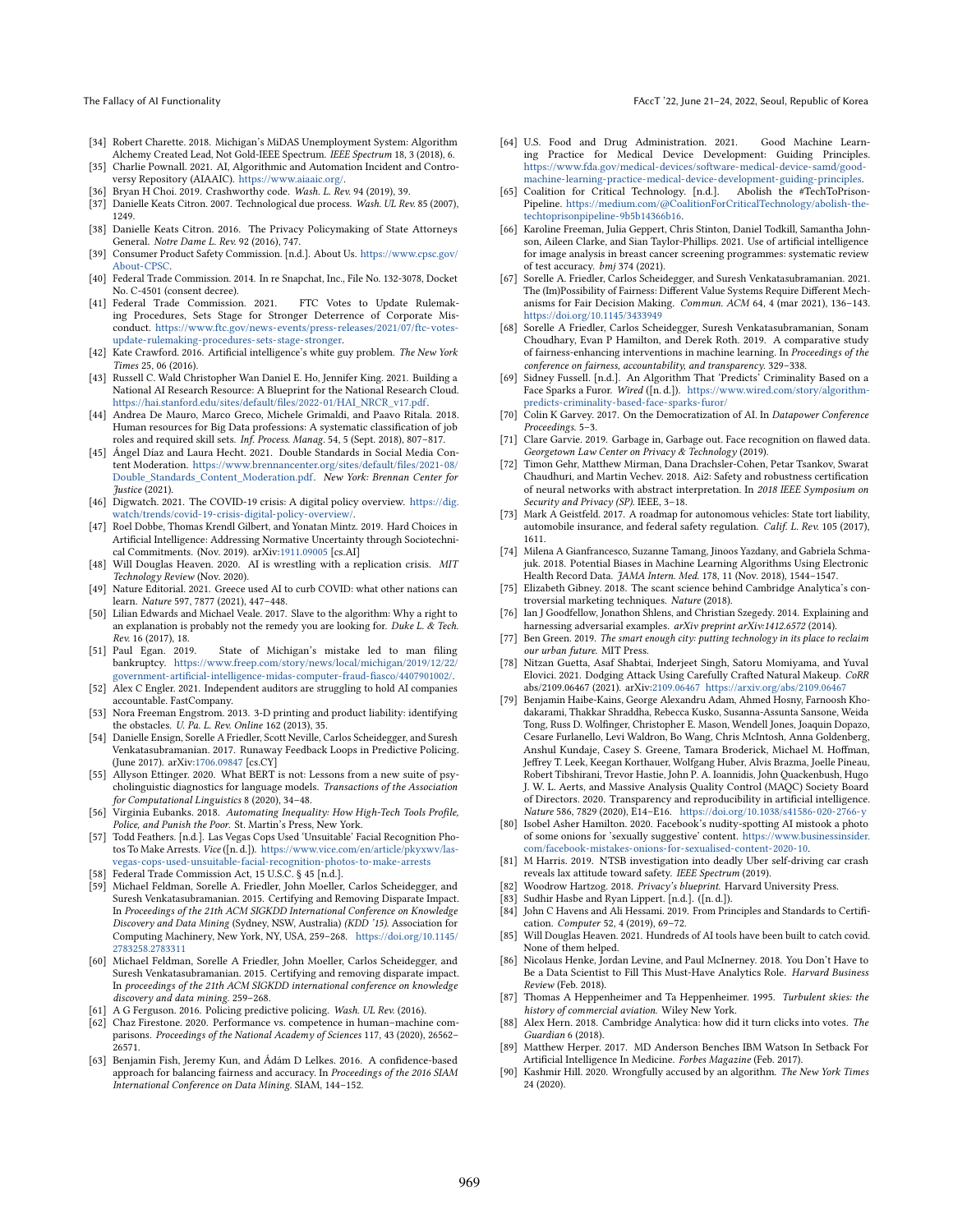[34] Robert Charette. 2018. Michigan's MiDAS Unemployment System: Algorithm Alchemy Created Lead, Not Gold-IEEE Spectrum. *IEEE Spectrum* 18, 3 (2018), 6.

[35] Charlie Pownall. 2021. AI, Algorithmic and Automation Incident and Controversy Repository (AIAAIC). https://www.aiaaic.org/.

[36] Bryan H Choi. 2019. Crashworthy code. *Wash. L. Rev.* 94 (2019), 39.

[37] Danielle Keats Citron. 2007. Technological due process. *Wash. UL Rev.* 85 (2007), 1249.

[38] Danielle Keats Citron. 2016. The Privacy Policymaking of State Attorneys General. *Notre Dame L. Rev.* 92 (2016), 747.

[39] Consumer Product Safety Commission. [n.d.]. About Us. https://www.cpsc.gov/About-CPSC.

[40] Federal Trade Commission. 2014. In re Snapchat, Inc., File No. 132-3078, Docket No. C-4501 (consent decree).

[41] Federal Trade Commission. 2021. FTC Votes to Update Rulemaking Procedures, Sets Stage for Stronger Deterrence of Corporate Misconduct. https://www.ftc.gov/news-events/press-releases/2021/07/ftc-votes-update-rulemaking-procedures-sets-stage-stronger.

[42] Kate Crawford. 2016. Artificial intelligence's white guy problem. *The New York Times* 25, 06 (2016).

[43] Russell C. Wald Christopher Wan Daniel E. Ho, Jennifer King. 2021. Building a National AI Research Resource: A Blueprint for the National Research Cloud. https://hai.stanford.edu/sites/default/files/2022-01/HAI_NRCR_v17.pdf.

[44] Andrea De Mauro, Marco Greco, Michele Grimaldi, and Paavo Ritala. 2018. Human resources for Big Data professions: A systematic classification of job roles and required skill sets. *Inf. Process. Manag.* 54, 5 (Sept. 2018), 807–817.

[45] Ángel Díaz and Laura Hecht. 2021. Double Standards in Social Media Content Moderation. https://www.brennancenter.org/sites/default/files/2021-08/Double_Standards_Content_Moderation.pdf. *New York: Brennan Center for Justice* (2021).

[46] Digwatch. 2021. The COVID-19 crisis: A digital policy overview. https://dig.watch/trends/covid-19-crisis-digital-policy-overview/.

[47] Roel Dobbe, Thomas Krendl Gilbert, and Yonatan Mintz. 2019. Hard Choices in Artificial Intelligence: Addressing Normative Uncertainty through Sociotechnical Commitments. (Nov. 2019). arXiv:1911.09005 [cs.AI]

[48] Will Douglas Heaven. 2020. AI is wrestling with a replication crisis. *MIT Technology Review* (Nov. 2020).

[49] Nature Editorial. 2021. Greece used AI to curb COVID: what other nations can learn. *Nature* 597, 7877 (2021), 447–448.

[50] Lilian Edwards and Michael Veale. 2017. Slave to the algorithm: Why a right to an explanation is probably not the remedy you are looking for. *Duke L. & Tech. Rev.* 16 (2017), 18.

[51] Paul Egan. 2019. State of Michigan's mistake led to man filing bankruptcy. https://www.freep.com/story/news/local/michigan/2019/12/22/government-artificial-intelligence-midas-computer-fraud-fiasco/4407901002/.

[52] Alex C Engler. 2021. Independent auditors are struggling to hold AI companies accountable. FastCompany.

[53] Nora Freeman Engstrom. 2013. 3-D printing and product liability: identifying the obstacles. *U. Pa. L. Rev. Online* 162 (2013), 35.

[54] Danielle Ensign, Sorelle A Friedler, Scott Neville, Carlos Scheidegger, and Suresh Venkatasubramanian. 2017. Runaway Feedback Loops in Predictive Policing. (June 2017). arXiv:1706.09847 [cs.CY]

[55] Allyson Ettinger. 2020. What BERT is not: Lessons from a new suite of psycholinguistic diagnostics for language models. *Transactions of the Association for Computational Linguistics* 8 (2020), 34–48.

[56] Virginia Eubanks. 2018. *Automating Inequality: How High-Tech Tools Profile, Police, and Punish the Poor.* St. Martin's Press, New York.

[57] Todd Feathers. [n.d.]. Las Vegas Cops Used 'Unsuitable' Facial Recognition Photos To Make Arrests. *Vice* ([n. d.]). https://www.vice.com/en/article/pkyxwv/las-vegas-cops-used-unsuitable-facial-recognition-photos-to-make-arrests

[58] Federal Trade Commission Act, 15 U.S.C. § 45 [n.d.].

[59] Michael Feldman, Sorelle A. Friedler, John Moeller, Carlos Scheidegger, and Suresh Venkatasubramanian. 2015. Certifying and Removing Disparate Impact. In *Proceedings of the 21th ACM SIGKDD International Conference on Knowledge Discovery and Data Mining* (Sydney, NSW, Australia) *(KDD '15)*. Association for Computing Machinery, New York, NY, USA, 259–268. https://doi.org/10.1145/2783258.2783311

[60] Michael Feldman, Sorelle A Friedler, John Moeller, Carlos Scheidegger, and Suresh Venkatasubramanian. 2015. Certifying and removing disparate impact. In *proceedings of the 21th ACM SIGKDD international conference on knowledge discovery and data mining.* 259–268.

[61] A G Ferguson. 2016. Policing predictive policing. *Wash. UL Rev.* (2016).

[62] Chaz Firestone. 2020. Performance vs. competence in human–machine comparisons. *Proceedings of the National Academy of Sciences* 117, 43 (2020), 26562–26571.

[63] Benjamin Fish, Jeremy Kun, and Ádám D Lelkes. 2016. A confidence-based approach for balancing fairness and accuracy. In *Proceedings of the 2016 SIAM International Conference on Data Mining.* SIAM, 144–152.

[64] U.S. Food and Drug Administration. 2021. Good Machine Learning Practice for Medical Device Development: Guiding Principles. https://www.fda.gov/medical-devices/software-medical-device-samd/good-machine-learning-practice-medical-device-development-guiding-principles.

[65] Coalition for Critical Technology. [n.d.]. Abolish the #TechToPrisonPipeline. https://medium.com/@CoalitionForCriticalTechnology/abolish-the-techtoprisonpipeline-9b5b14366b16.

[66] Karoline Freeman, Julia Geppert, Chris Stinton, Daniel Todkill, Samantha Johnson, Aileen Clarke, and Sian Taylor-Phillips. 2021. Use of artificial intelligence for image analysis in breast cancer screening programmes: systematic review of test accuracy. *bmj* 374 (2021).

[67] Sorelle A. Friedler, Carlos Scheidegger, and Suresh Venkatasubramanian. 2021. The (Im)Possibility of Fairness: Different Value Systems Require Different Mechanisms for Fair Decision Making. *Commun. ACM* 64, 4 (mar 2021), 136–143. https://doi.org/10.1145/3433949

[68] Sorelle A Friedler, Carlos Scheidegger, Suresh Venkatasubramanian, Sonam Choudhary, Evan P Hamilton, and Derek Roth. 2019. A comparative study of fairness-enhancing interventions in machine learning. In *Proceedings of the conference on fairness, accountability, and transparency.* 329–338.

[69] Sidney Fussell. [n.d.]. An Algorithm That 'Predicts' Criminality Based on a Face Sparks a Furor. *Wired* ([n. d.]). https://www.wired.com/story/algorithm-predicts-criminality-based-face-sparks-furor/

[70] Colin K Garvey. 2017. On the Democratization of AI. In *Datapower Conference Proceedings.* 5–3.

[71] Clare Garvie. 2019. Garbage in, Garbage out. Face recognition on flawed data. *Georgetown Law Center on Privacy & Technology* (2019).

[72] Timon Gehr, Matthew Mirman, Dana Drachsler-Cohen, Petar Tsankov, Swarat Chaudhuri, and Martin Vechev. 2018. Ai2: Safety and robustness certification of neural networks with abstract interpretation. In *2018 IEEE Symposium on Security and Privacy (SP).* IEEE, 3–18.

[73] Mark A Geistfeld. 2017. A roadmap for autonomous vehicles: State tort liability, automobile insurance, and federal safety regulation. *Calif. L. Rev.* 105 (2017), 1611.

[74] Milena A Gianfrancesco, Suzanne Tamang, Jinoos Yazdany, and Gabriela Schmajuk. 2018. Potential Biases in Machine Learning Algorithms Using Electronic Health Record Data. *JAMA Intern. Med.* 178, 11 (Nov. 2018), 1544–1547.

[75] Elizabeth Gibney. 2018. The scant science behind Cambridge Analytica's controversial marketing techniques. *Nature* (2018).

[76] Ian J Goodfellow, Jonathon Shlens, and Christian Szegedy. 2014. Explaining and harnessing adversarial examples. *arXiv preprint arXiv:1412.6572* (2014).

[77] Ben Green. 2019. *The smart enough city: putting technology in its place to reclaim our urban future.* MIT Press.

[78] Nitzan Guetta, Asaf Shabtai, Inderjeet Singh, Satoru Momiyama, and Yuval Elovici. 2021. Dodging Attack Using Carefully Crafted Natural Makeup. *CoRR* abs/2109.06467 (2021). arXiv:2109.06467 https://arxiv.org/abs/2109.06467

[79] Benjamin Haibe-Kains, George Alexandru Adam, Ahmed Hosny, Farnoosh Khodakarami, Thakkar Shraddha, Rebecca Kusko, Susanna-Assunta Sansone, Weida Tong, Russ D. Wolfinger, Christopher E. Mason, Wendell Jones, Joaquin Dopazo, Cesare Furlanello, Levi Waldron, Bo Wang, Chris McIntosh, Anna Goldenberg, Anshul Kundaje, Casey S. Greene, Tamara Broderick, Michael M. Hoffman, Jeffrey T. Leek, Keegan Korthauer, Wolfgang Huber, Alvis Brazma, Joelle Pineau, Robert Tibshirani, Trevor Hastie, John P. A. Ioannidis, John Quackenbush, Hugo J. W. L. Aerts, and Massive Analysis Quality Control (MAQC) Society Board of Directors. 2020. Transparency and reproducibility in artificial intelligence. *Nature* 586, 7829 (2020), E14–E16. https://doi.org/10.1038/s41586-020-2766-y

[80] Isobel Asher Hamilton. 2020. Facebook's nudity-spotting AI mistook a photo of some onions for 'sexually suggestive' content. https://www.businessinsider.com/facebook-mistakes-onions-for-sexualised-content-2020-10.

[81] M Harris. 2019. NTSB investigation into deadly Uber self-driving car crash reveals lax attitude toward safety. *IEEE Spectrum* (2019).

[82] Woodrow Hartzog. 2018. *Privacy's blueprint.* Harvard University Press.

[83] Sudhir Hasbe and Ryan Lippert. [n.d.]. ([n. d.]).

[84] John C Havens and Ali Hessami. 2019. From Principles and Standards to Certification. *Computer* 52, 4 (2019), 69–72.

[85] Will Douglas Heaven. 2021. Hundreds of AI tools have been built to catch covid. None of them helped.

[86] Nicolaus Henke, Jordan Levine, and Paul McInerney. 2018. You Don't Have to Be a Data Scientist to Fill This Must-Have Analytics Role. *Harvard Business Review* (Feb. 2018).

[87] Thomas A Heppenheimer and Ta Heppenheimer. 1995. *Turbulent skies: the history of commercial aviation.* Wiley New York.

[88] Alex Hern. 2018. Cambridge Analytica: how did it turn clicks into votes. *The Guardian* 6 (2018).

[89] Matthew Herper. 2017. MD Anderson Benches IBM Watson In Setback For Artificial Intelligence In Medicine. *Forbes Magazine* (Feb. 2017).

[90] Kashmir Hill. 2020. Wrongfully accused by an algorithm. *The New York Times* 24 (2020).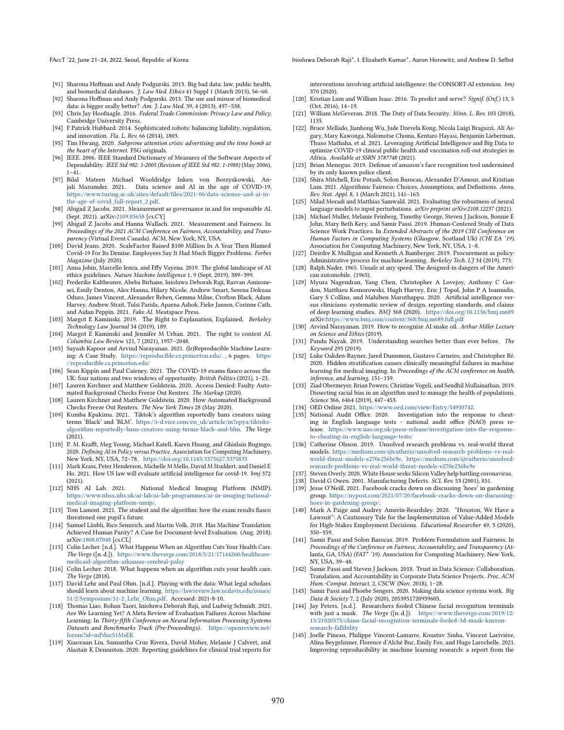- [91] Sharona Hoffman and Andy Podgurski. 2013. Big bad data: law, public health, and biomedical databases. *J. Law Med. Ethics* 41 Suppl 1 (March 2013), 56–60.
- [92] Sharona Hoffman and Andy Podgurski. 2013. The use and misuse of biomedical data: is bigger really better? *Am. J. Law Med.* 39, 4 (2013), 497–538.
- [93] Chris Jay Hoofnagle. 2016. *Federal Trade Commission: Privacy Law and Policy.* Cambridge University Press.
- [94] F Patrick Hubbard. 2014. Sophisticated robots: balancing liability, regulation, and innovation. *Fla. L. Rev.* 66 (2014), 1803.
- [95] Tim Hwang. 2020. *Subprime attention crisis: advertising and the time bomb at the heart of the Internet.* FSG originals.
- [96] IEEE. 2006. IEEE Standard Dictionary of Measures of the Software Aspects of Dependability. *IEEE Std 982. 1-2005 (Revision of IEEE Std 982. 1-1988)* (May 2006), 1–41.
- [97] Bilal Mateen Michael Wooldridge Inken von Borzyskowski, Anjali Mazumder. 2021. Data science and AI in the age of COVID-19. https://www.turing.ac.uk/sites/default/files/2021-06/data-science-and-ai-in-the-age-of-covid_full-report_2.pdf.
- [98] Abigail Z Jacobs. 2021. Measurement as governance in and for responsible AI. (Sept. 2021). arXiv:2109.05658 [cs.CY]
- [99] Abigail Z Jacobs and Hanna Wallach. 2021. Measurement and Fairness. In *Proceedings of the 2021 ACM Conference on Fairness, Accountability, and Transparency* (Virtual Event Canada). ACM, New York, NY, USA.
- [100] David Jeans. 2020. ScaleFactor Raised $100 Million In A Year Then Blamed Covid-19 For Its Demise. Employees Say It Had Much Bigger Problems. *Forbes Magazine* (July 2020).
- [101] Anna Jobin, Marcello Ienca, and Effy Vayena. 2019. The global landscape of AI ethics guidelines. *Nature Machine Intelligence* 1, 9 (Sept. 2019), 389–399.
- [102] Frederike Kaltheuner, Abeba Birhane, Inioluwa Deborah Raji, Razvan Amironesei, Emily Denton, Alex Hanna, Hilary Nicole, Andrew Smart, Serena Dokuaa Oduro, James Vincent, Alexander Reben, Gemma Milne, Crofton Black, Adam Harvey, Andrew Strait, Tulsi Parida, Aparna Ashok, Fieke Jansen, Corinne Cath, and Aidan Peppin. 2021. *Fake AI.* Meatspace Press.
- [103] Margot E Kaminski. 2019. The Right to Explanation, Explained. *Berkeley Technology Law Journal* 34 (2019), 189.
- [104] Margot E Kaminski and Jennifer M Urban. 2021. The right to contest AI. *Columbia Law Review* 121, 7 (2021), 1957–2048.
- [105] Sayash Kapoor and Arvind Narayanan. 2021. (Ir)Reproducible Machine Learning: A Case Study. https://reproducible.cs.princeton.edu/. , 6 pages. https://reproducible.cs.princeton.edu/
- [106] Sean Kippin and Paul Cairney. 2021. The COVID-19 exams fiasco across the UK: four nations and two windows of opportunity. *British Politics* (2021), 1–23.
- [107] Lauren Kirchner and Matthew Goldstein. 2020. Access Denied: Faulty Automated Background Checks Freeze Out Renters. *The Markup* (2020).
- [108] Lauren Kirchner and Matthew Goldstein. 2020. How Automated Background Checks Freeze Out Renters. *The New York Times* 28 (May 2020).
- [109] Kumba Kpakima. 2021. Tiktok's algorithm reportedly bans creators using terms 'Black' and 'BLM'. https://i-d.vice.com/en_uk/article/m7epya/tiktoks-algorithm-reportedly-bans-creators-using-terms-black-and-blm. *The Verge* (2021).
- [110] P. M. Krafft, Meg Young, Michael Katell, Karen Huang, and Ghislain Bugingo. 2020. *Defining AI in Policy versus Practice.* Association for Computing Machinery, New York, NY, USA, 72–78. https://doi.org/10.1145/3375627.3375835
- [111] Mark Krass, Peter Henderson, Michelle M Mello, David M Studdert, and Daniel E Ho. 2021. How US law will evaluate artificial intelligence for covid-19. *bmj* 372 (2021).
- [112] NHS AI Lab. 2021. National Medical Imaging Platform (NMIP). https://www.nhsx.nhs.uk/ai-lab/ai-lab-programmes/ai-in-imaging/national-medical-imaging-platform-nmip/.
- [113] Tom Lamont. 2021. The student and the algorithm: how the exam results fiasco threatened one pupil's future.
- [114] Samuel Läubli, Rico Sennrich, and Martin Volk. 2018. Has Machine Translation Achieved Human Parity? A Case for Document-level Evaluation. (Aug. 2018). arXiv:1808.07048 [cs.CL]
- [115] Colin Lecher. [n.d.]. What Happens When an Algorithm Cuts Your Health Care. *The Verge* ([n. d.]). https://www.theverge.com/2018/3/21/17144260/healthcare-medicaid-algorithm-arkansas-cerebral-palsy
- [116] Colin Lecher. 2018. What happens when an algorithm cuts your health care. *The Verge* (2018).
- [117] David Lehr and Paul Ohm. [n.d.]. Playing with the data: What legal scholars should learn about machine learning. https://lawreview.law.ucdavis.edu/issues/51/2/Symposium/51-2_Lehr_Ohm.pdf. Accessed: 2021-8-10.
- [118] Thomas Liao, Rohan Taori, Inioluwa Deborah Raji, and Ludwig Schmidt. 2021. Are We Learning Yet? A Meta Review of Evaluation Failures Across Machine Learning. In *Thirty-fifth Conference on Neural Information Processing Systems Datasets and Benchmarks Track (Pre-Proceedings).* https://openreview.net/forum?id=mPducS1MsEK
- [119] Xiaoxuan Liu, Samantha Cruz Rivera, David Moher, Melanie J Calvert, and Alastair K Denniston. 2020. Reporting guidelines for clinical trial reports for interventions involving artificial intelligence: the CONSORT-AI extension. *bmj* 370 (2020).
- [120] Kristian Lum and William Isaac. 2016. To predict and serve? *Signif. (Oxf.)* 13, 5 (Oct. 2016), 14–19.
- [121] William McGeveran. 2018. The Duty of Data Security. *Minn. L. Rev.* 103 (2018), 1135.
- [122] Bruce Mellado, Jianhong Wu, Jude Dzevela Kong, Nicola Luigi Bragazzi, Ali Asgary, Mary Kawonga, Nalomotse Choma, Kentaro Hayasi, Benjamin Lieberman, Thuso Mathaha, et al. 2021. Leveraging Artificial Intelligence and Big Data to optimize COVID-19 clinical public health and vaccination roll-out strategies in Africa. *Available at SSRN 3787748* (2021).
- [123] Brian Menegus. 2019. Defense of amazon's face recognition tool undermined by its only known police client.
- [124] Shira Mitchell, Eric Potash, Solon Barocas, Alexander D'Amour, and Kristian Lum. 2021. Algorithmic Fairness: Choices, Assumptions, and Definitions. *Annu. Rev. Stat. Appl.* 8, 1 (March 2021), 141–163.
- [125] Milad Moradi and Matthias Samwald. 2021. Evaluating the robustness of neural language models to input perturbations. *arXiv preprint arXiv:2108.12237* (2021).
- [126] Michael Muller, Melanie Feinberg, Timothy George, Steven J Jackson, Bonnie E John, Mary Beth Kery, and Samir Passi. 2019. Human-Centered Study of Data Science Work Practices. In *Extended Abstracts of the 2019 CHI Conference on Human Factors in Computing Systems* (Glasgow, Scotland Uk) *(CHI EA '19)*. Association for Computing Machinery, New York, NY, USA, 1–8.
- [127] Deirdre K Mulligan and Kenneth A Bamberger. 2019. Procurement as policy: Administrative process for machine learning. *Berkeley Tech. LJ* 34 (2019), 773.
- [128] Ralph Nader. 1965. Unsafe at any speed. The designed-in dangers of the American automobile. (1965).
- [129] Myura Nagendran, Yang Chen, Christopher A Lovejoy, Anthony C Gordon, Matthieu Komorowski, Hugh Harvey, Eric J Topol, John P A Ioannidis, Gary S Collins, and Mahiben Maruthappu. 2020. Artificial intelligence versus clinicians: systematic review of design, reporting standards, and claims of deep learning studies. *BMJ* 368 (2020). https://doi.org/10.1136/bmj.m689 arXiv:https://www.bmj.com/content/368/bmj.m689.full.pdf
- [130] Arvind Narayanan. 2019. How to recognize AI snake oil. *Arthur Miller Lecture on Science and Ethics* (2019).
- [131] Pandu Nayak. 2019. Understanding searches better than ever before. *The Keyword* 295 (2019).
- [132] Luke Oakden-Rayner, Jared Dunnmon, Gustavo Carneiro, and Christopher Ré. 2020. Hidden stratification causes clinically meaningful failures in machine learning for medical imaging. In *Proceedings of the ACM conference on health, inference, and learning.* 151–159.
- [133] Ziad Obermeyer, Brian Powers, Christine Vogeli, and Sendhil Mullainathan. 2019. Dissecting racial bias in an algorithm used to manage the health of populations. *Science* 366, 6464 (2019), 447–453.
- [134] OED Online 2021. https://www.oed.com/view/Entry/54950742.
- [135] National Audit Office. 2020. Investigation into the response to cheating in English language tests - national audit office (NAO) press release. https://www.nao.org.uk/press-release/investigation-into-the-response-to-cheating-in-english-language-tests/
- [136] Catherine Olsson. 2019. Unsolved research problems vs. real-world threat models. https://medium.com/@catherio/unsolved-research-problems-vs-real-world-threat-models-e270e256bc9e. https://medium.com/@catherio/unsolved-research-problems-vs-real-world-threat-models-e270e256bc9e
- [137] Steven Overly. 2020. White House seeks Silicon Valley help battling coronavirus.
- [138] David G Owen. 2001. Manufacturing Defects. *SCL Rev.* 53 (2001), 851.
- [139] Jesse O'Neill. 2021. Facebook cracks down on discussing 'hoes' in gardening group. https://nypost.com/2021/07/20/facebook-cracks-down-on-discussing-hoes-in-gardening-group/.
- [140] Mark A Paige and Audrey Amrein-Beardsley. 2020. "Houston, We Have a Lawsuit": A Cautionary Tale for the Implementation of Value-Added Models for High-Stakes Employment Decisions. *Educational Researcher* 49, 5 (2020), 350–359.
- [141] Samir Passi and Solon Barocas. 2019. Problem Formulation and Fairness. In *Proceedings of the Conference on Fairness, Accountability, and Transparency* (Atlanta, GA, USA) *(FAT* '19)*. Association for Computing Machinery, New York, NY, USA, 39–48.
- [142] Samir Passi and Steven J Jackson. 2018. Trust in Data Science: Collaboration, Translation, and Accountability in Corporate Data Science Projects. *Proc. ACM Hum.-Comput. Interact.* 2, CSCW (Nov. 2018), 1–28.
- [143] Samir Passi and Phoebe Sengers. 2020. Making data science systems work. *Big Data & Society* 7, 2 (July 2020), 2053951720939605.
- [144] Jay Peters. [n.d.]. Researchers fooled Chinese facial recognition terminals with just a mask. *The Verge* ([n. d.]). https://www.theverge.com/2019/12/13/21020575/china-facial-recognition-terminals-fooled-3d-mask-kneron-research-fallibility
- [145] Joelle Pineau, Philippe Vincent-Lamarre, Koustuv Sinha, Vincent Larivière, Alina Beygelzimer, Florence d'Alché Buc, Emily Fox, and Hugo Larochelle. 2021. Improving reproducibility in machine learning research: a report from the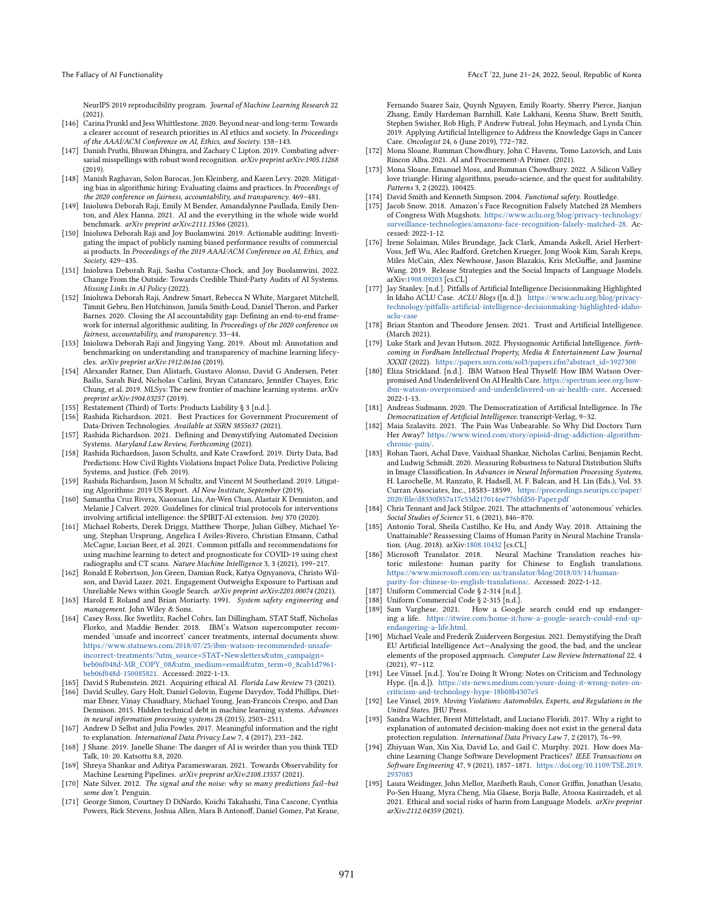NeurIPS 2019 reproducibility program. *Journal of Machine Learning Research* 22 (2021).

- [146] Carina Prunkl and Jess Whittlestone. 2020. Beyond near-and long-term: Towards a clearer account of research priorities in AI ethics and society. In *Proceedings of the AAAI/ACM Conference on AI, Ethics, and Society*. 138–143.
- [147] Danish Pruthi, Bhuwan Dhingra, and Zachary C Lipton. 2019. Combating adversarial misspellings with robust word recognition. *arXiv preprint arXiv:1905.11268* (2019).
- [148] Manish Raghavan, Solon Barocas, Jon Kleinberg, and Karen Levy. 2020. Mitigating bias in algorithmic hiring: Evaluating claims and practices. In *Proceedings of the 2020 conference on fairness, accountability, and transparency*. 469–481.
- [149] Inioluwa Deborah Raji, Emily M Bender, Amandalynne Paullada, Emily Denton, and Alex Hanna. 2021. AI and the everything in the whole wide world benchmark. *arXiv preprint arXiv:2111.15366* (2021).
- [150] Inioluwa Deborah Raji and Joy Buolamwini. 2019. Actionable auditing: Investigating the impact of publicly naming biased performance results of commercial ai products. In *Proceedings of the 2019 AAAI/ACM Conference on AI, Ethics, and Society*. 429–435.
- [151] Inioluwa Deborah Raji, Sasha Costanza-Chock, and Joy Buolamwini. 2022. Change From the Outside: Towards Credible Third-Party Audits of AI Systems. *Missing Links in AI Policy* (2022).
- [152] Inioluwa Deborah Raji, Andrew Smart, Rebecca N White, Margaret Mitchell, Timnit Gebru, Ben Hutchinson, Jamila Smith-Loud, Daniel Theron, and Parker Barnes. 2020. Closing the AI accountability gap: Defining an end-to-end framework for internal algorithmic auditing. In *Proceedings of the 2020 conference on fairness, accountability, and transparency*. 33–44.
- [153] Inioluwa Deborah Raji and Jingying Yang. 2019. About ml: Annotation and benchmarking on understanding and transparency of machine learning lifecycles. *arXiv preprint arXiv:1912.06166* (2019).
- [154] Alexander Ratner, Dan Alistarh, Gustavo Alonso, David G Andersen, Peter Bailis, Sarah Bird, Nicholas Carlini, Bryan Catanzaro, Jennifer Chayes, Eric Chung, et al. 2019. MLSys: The new frontier of machine learning systems. *arXiv preprint arXiv:1904.03257* (2019).
- [155] Restatement (Third) of Torts: Products Liability § 3 [n.d.].
- [156] Rashida Richardson. 2021. Best Practices for Government Procurement of Data-Driven Technologies. *Available at SSRN 3855637* (2021).
- [157] Rashida Richardson. 2021. Defining and Demystifying Automated Decision Systems. *Maryland Law Review, Forthcoming* (2021).
- [158] Rashida Richardson, Jason Schultz, and Kate Crawford. 2019. Dirty Data, Bad Predictions: How Civil Rights Violations Impact Police Data, Predictive Policing Systems, and Justice. (Feb. 2019).
- [159] Rashida Richardson, Jason M Schultz, and Vincent M Southerland. 2019. Litigating Algorithms: 2019 US Report. *AI Now Institute, September* (2019).
- [160] Samantha Cruz Rivera, Xiaoxuan Liu, An-Wen Chan, Alastair K Denniston, and Melanie J Calvert. 2020. Guidelines for clinical trial protocols for interventions involving artificial intelligence: the SPIRIT-AI extension. *bmj* 370 (2020).
- [161] Michael Roberts, Derek Driggs, Matthew Thorpe, Julian Gilbey, Michael Yeung, Stephan Ursprung, Angelica I Aviles-Rivero, Christian Etmann, Cathal McCague, Lucian Beer, et al. 2021. Common pitfalls and recommendations for using machine learning to detect and prognosticate for COVID-19 using chest radiographs and CT scans. *Nature Machine Intelligence* 3, 3 (2021), 199–217.
- [162] Ronald E Robertson, Jon Green, Damian Ruck, Katya Ognyanova, Christo Wilson, and David Lazer. 2021. Engagement Outweighs Exposure to Partisan and Unreliable News within Google Search. *arXiv preprint arXiv:2201.00074* (2021).
- [163] Harold E Roland and Brian Moriarty. 1991. *System safety engineering and management*. John Wiley & Sons.
- [164] Casey Ross, Ike Swetlitz, Rachel Cohrs, Ian Dillingham, STAT Staff, Nicholas Florko, and Maddie Bender. 2018. IBM's Watson supercomputer recommended 'unsafe and incorrect' cancer treatments, internal documents show. https://www.statnews.com/2018/07/25/ibm-watson-recommended-unsafe-incorrect-treatments/?utm_source=STAT+Newsletters&utm_campaign=beb06f048d-MR_COPY_08&utm_medium=email&utm_term=0_8cab1d7961-beb06f048d-150085821. Accessed: 2022-1-13.
- [165] David S Rubenstein. 2021. Acquiring ethical AI. *Florida Law Review* 73 (2021).
- [166] David Sculley, Gary Holt, Daniel Golovin, Eugene Davydov, Todd Phillips, Dietmar Ebner, Vinay Chaudhary, Michael Young, Jean-Francois Crespo, and Dan Dennison. 2015. Hidden technical debt in machine learning systems. *Advances in neural information processing systems* 28 (2015), 2503–2511.
- [167] Andrew D Selbst and Julia Powles. 2017. Meaningful information and the right to explanation. *International Data Privacy Law* 7, 4 (2017), 233–242.
- [168] J Shane. 2019. Janelle Shane: The danger of AI is weirder than you think TED Talk, 10: 20. Katsottu 8.8, 2020.
- [169] Shreya Shankar and Aditya Parameswaran. 2021. Towards Observability for Machine Learning Pipelines. *arXiv preprint arXiv:2108.13557* (2021).
- [170] Nate Silver. 2012. *The signal and the noise: why so many predictions fail–but some don't*. Penguin.
- [171] George Simon, Courtney D DiNardo, Koichi Takahashi, Tina Cascone, Cynthia Powers, Rick Stevens, Joshua Allen, Mara B Antonoff, Daniel Gomez, Pat Keane, Fernando Suarez Saiz, Quynh Nguyen, Emily Roarty, Sherry Pierce, Jianjun Zhang, Emily Hardeman Barnhill, Kate Lakhani, Kenna Shaw, Brett Smith, Stephen Swisher, Rob High, P Andrew Futreal, John Heymach, and Lynda Chin. 2019. Applying Artificial Intelligence to Address the Knowledge Gaps in Cancer Care. *Oncologist* 24, 6 (June 2019), 772–782.
- [172] Mona Sloane, Rumman Chowdhury, John C Havens, Tomo Lazovich, and Luis Rincon Alba. 2021. AI and Procurement-A Primer. (2021).
- [173] Mona Sloane, Emanuel Moss, and Rumman Chowdhury. 2022. A Silicon Valley love triangle: Hiring algorithms, pseudo-science, and the quest for auditability. *Patterns* 3, 2 (2022), 100425.
- [174] David Smith and Kenneth Simpson. 2004. *Functional safety*. Routledge.
- [175] Jacob Snow. 2018. Amazon's Face Recognition Falsely Matched 28 Members of Congress With Mugshots. https://www.aclu.org/blog/privacy-technology/surveillance-technologies/amazons-face-recognition-falsely-matched-28. Accessed: 2022-1-12.
- [176] Irene Solaiman, Miles Brundage, Jack Clark, Amanda Askell, Ariel Herbert-Voss, Jeff Wu, Alec Radford, Gretchen Krueger, Jong Wook Kim, Sarah Kreps, Miles McCain, Alex Newhouse, Jason Blazakis, Kris McGuffie, and Jasmine Wang. 2019. Release Strategies and the Social Impacts of Language Models. arXiv:1908.09203 [cs.CL]
- [177] Jay Stanley. [n.d.]. Pitfalls of Artificial Intelligence Decisionmaking Highlighted In Idaho ACLU Case. *ACLU Blogs* ([n. d.]). https://www.aclu.org/blog/privacy-technology/pitfalls-artificial-intelligence-decisionmaking-highlighted-idaho-aclu-case
- [178] Brian Stanton and Theodore Jensen. 2021. Trust and Artificial Intelligence. (March 2021).
- [179] Luke Stark and Jevan Hutson. 2022. Physiognomic Artificial Intelligence. *forthcoming in Fordham Intellectual Property, Media & Entertainment Law Journal XXXII* (2022). https://papers.ssrn.com/sol3/papers.cfm?abstract_id=3927300
- [180] Eliza Strickland. [n.d.]. IBM Watson Heal Thyself: How IBM Watson Overpromised And Underdeliverd On AI Health Care. https://spectrum.ieee.org/how-ibm-watson-overpromised-and-underdelivered-on-ai-health-care. Accessed: 2022-1-13.
- [181] Andreas Sudmann. 2020. The Democratization of Artificial Intelligence. In *The Democratization of Artificial Intelligence*. transcript-Verlag, 9–32.
- [182] Maia Szalavitz. 2021. The Pain Was Unbearable. So Why Did Doctors Turn Her Away? https://www.wired.com/story/opioid-drug-addiction-algorithm-chronic-pain/.
- [183] Rohan Taori, Achal Dave, Vaishaal Shankar, Nicholas Carlini, Benjamin Recht, and Ludwig Schmidt. 2020. Measuring Robustness to Natural Distribution Shifts in Image Classification. In *Advances in Neural Information Processing Systems*, H. Larochelle, M. Ranzato, R. Hadsell, M. F. Balcan, and H. Lin (Eds.), Vol. 33. Curran Associates, Inc., 18583–18599. https://proceedings.neurips.cc/paper/2020/file/d8330f857a17c53d217014ee776bfd50-Paper.pdf
- [184] Chris Tennant and Jack Stilgoe. 2021. The attachments of 'autonomous' vehicles. *Social Studies of Science* 51, 6 (2021), 846–870.
- [185] Antonio Toral, Sheila Castilho, Ke Hu, and Andy Way. 2018. Attaining the Unattainable? Reassessing Claims of Human Parity in Neural Machine Translation. (Aug. 2018). arXiv:1808.10432 [cs.CL]
- [186] Microsoft Translator. 2018. Neural Machine Translation reaches historic milestone: human parity for Chinese to English translations. https://www.microsoft.com/en-us/translator/blog/2018/03/14/human-parity-for-chinese-to-english-translations/. Accessed: 2022-1-12.
- [187] Uniform Commercial Code § 2-314 [n.d.].
- [188] Uniform Commercial Code § 2-315 [n.d.].
- [189] Sam Varghese. 2021. How a Google search could end up endangering a life. https://itwire.com/home-it/how-a-google-search-could-end-up-endangering-a-life.html.
- [190] Michael Veale and Frederik Zuiderveen Borgesius. 2021. Demystifying the Draft EU Artificial Intelligence Act—Analysing the good, the bad, and the unclear elements of the proposed approach. *Computer Law Review International* 22, 4 (2021), 97–112.
- [191] Lee Vinsel. [n.d.]. You're Doing It Wrong: Notes on Criticism and Technology Hype. ([n. d.]). https://sts-news.medium.com/youre-doing-it-wrong-notes-on-criticism-and-technology-hype-18b08b4307e5
- [192] Lee Vinsel. 2019. *Moving Violations: Automobiles, Experts, and Regulations in the United States*. JHU Press.
- [193] Sandra Wachter, Brent Mittelstadt, and Luciano Floridi. 2017. Why a right to explanation of automated decision-making does not exist in the general data protection regulation. *International Data Privacy Law* 7, 2 (2017), 76–99.
- [194] Zhiyuan Wan, Xin Xia, David Lo, and Gail C. Murphy. 2021. How does Machine Learning Change Software Development Practices? *IEEE Transactions on Software Engineering* 47, 9 (2021), 1857–1871. https://doi.org/10.1109/TSE.2019.2937083
- [195] Laura Weidinger, John Mellor, Maribeth Rauh, Conor Griffin, Jonathan Uesato, Po-Sen Huang, Myra Cheng, Mia Glaese, Borja Balle, Atoosa Kasirzadeh, et al. 2021. Ethical and social risks of harm from Language Models. *arXiv preprint arXiv:2112.04359* (2021).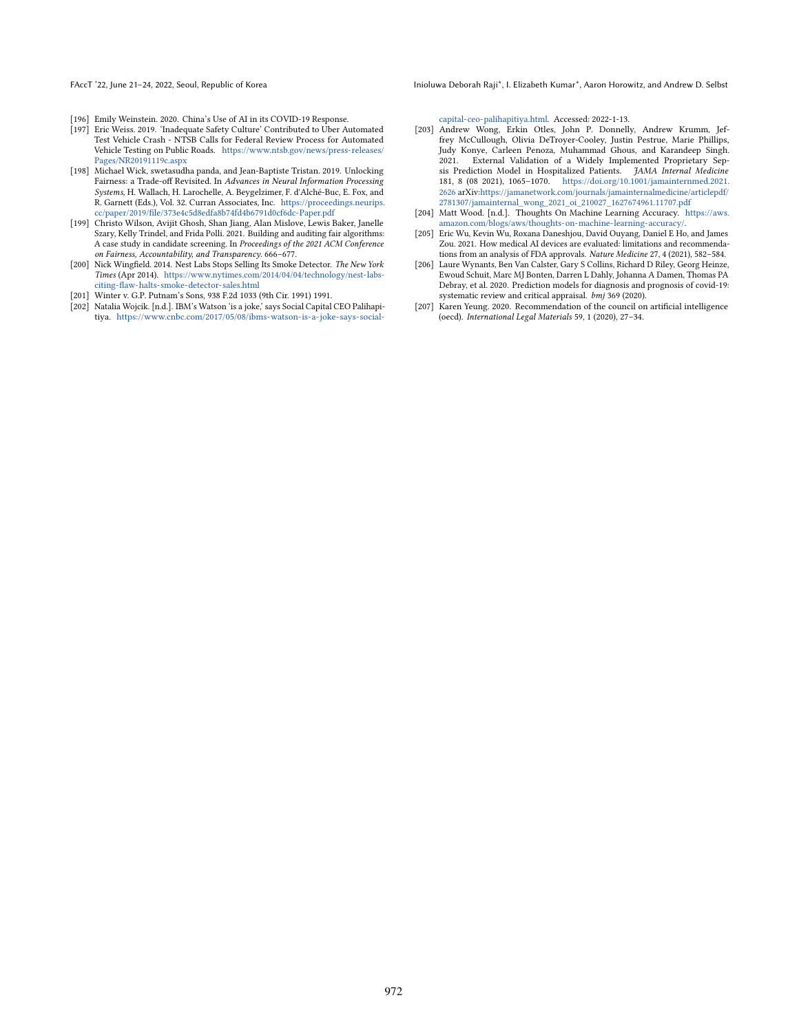[196] Emily Weinstein. 2020. China's Use of AI in its COVID-19 Response.

[197] Eric Weiss. 2019. 'Inadequate Safety Culture' Contributed to Uber Automated Test Vehicle Crash - NTSB Calls for Federal Review Process for Automated Vehicle Testing on Public Roads. https://www.ntsb.gov/news/press-releases/Pages/NR20191119c.aspx

[198] Michael Wick, swetasudha panda, and Jean-Baptiste Tristan. 2019. Unlocking Fairness: a Trade-off Revisited. In *Advances in Neural Information Processing Systems*, H. Wallach, H. Larochelle, A. Beygelzimer, F. d'Alché-Buc, E. Fox, and R. Garnett (Eds.), Vol. 32. Curran Associates, Inc. https://proceedings.neurips.cc/paper/2019/file/373e4c5d8edfa8b74fd4b6791d0cf6dc-Paper.pdf

[199] Christo Wilson, Avijit Ghosh, Shan Jiang, Alan Mislove, Lewis Baker, Janelle Szary, Kelly Trindel, and Frida Polli. 2021. Building and auditing fair algorithms: A case study in candidate screening. In *Proceedings of the 2021 ACM Conference on Fairness, Accountability, and Transparency*. 666–677.

[200] Nick Wingfield. 2014. Nest Labs Stops Selling Its Smoke Detector. *The New York Times* (Apr 2014). https://www.nytimes.com/2014/04/04/technology/nest-labs-citing-flaw-halts-smoke-detector-sales.html

[201] Winter v. G.P. Putnam's Sons, 938 F.2d 1033 (9th Cir. 1991) 1991.

[202] Natalia Wojcik. [n.d.]. IBM's Watson 'is a joke,' says Social Capital CEO Palihapitiya. https://www.cnbc.com/2017/05/08/ibms-watson-is-a-joke-says-social-capital-ceo-palihapitiya.html. Accessed: 2022-1-13.

[203] Andrew Wong, Erkin Otles, John P. Donnelly, Andrew Krumm, Jeffrey McCullough, Olivia DeTroyer-Cooley, Justin Pestrue, Marie Phillips, Judy Konye, Carleen Penoza, Muhammad Ghous, and Karandeep Singh. 2021. External Validation of a Widely Implemented Proprietary Sepsis Prediction Model in Hospitalized Patients. *JAMA Internal Medicine* 181, 8 (08 2021), 1065–1070. https://doi.org/10.1001/jamainternmed.2021.2626 arXiv:https://jamanetwork.com/journals/jamainternalmedicine/articlepdf/2781307/jamainternal_wong_2021_oi_210027_1627674961.11707.pdf

[204] Matt Wood. [n.d.]. Thoughts On Machine Learning Accuracy. https://aws.amazon.com/blogs/aws/thoughts-on-machine-learning-accuracy/.

[205] Eric Wu, Kevin Wu, Roxana Daneshjou, David Ouyang, Daniel E Ho, and James Zou. 2021. How medical AI devices are evaluated: limitations and recommendations from an analysis of FDA approvals. *Nature Medicine* 27, 4 (2021), 582–584.

[206] Laure Wynants, Ben Van Calster, Gary S Collins, Richard D Riley, Georg Heinze, Ewoud Schuit, Marc MJ Bonten, Darren L Dahly, Johanna A Damen, Thomas PA Debray, et al. 2020. Prediction models for diagnosis and prognosis of covid-19: systematic review and critical appraisal. *bmj* 369 (2020).

[207] Karen Yeung. 2020. Recommendation of the council on artificial intelligence (oecd). *International Legal Materials* 59, 1 (2020), 27–34.